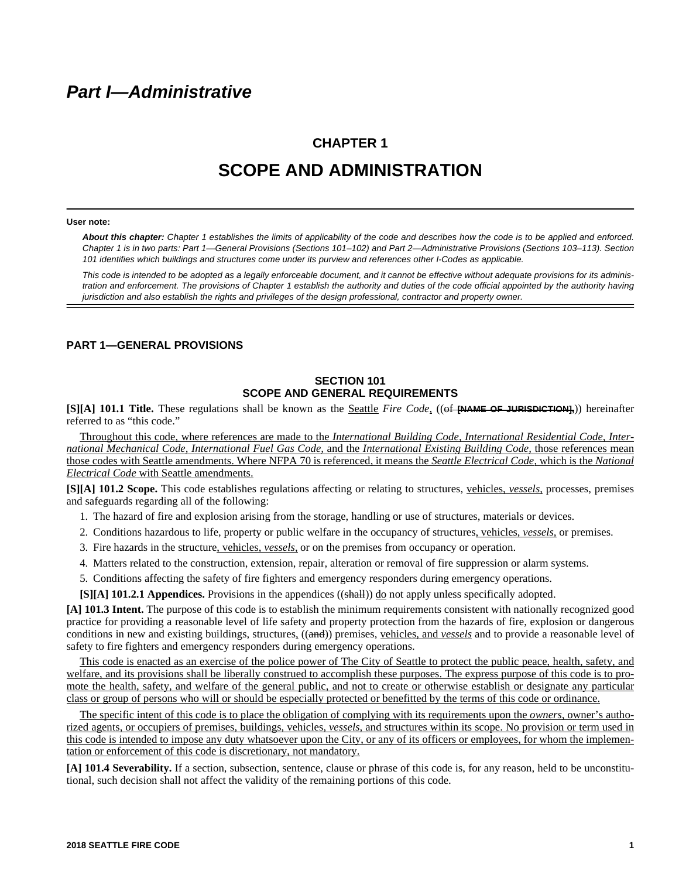# Part I—Administrative

## CHAPTER 1

## SCOPE AND ADMINISTRATION

**User note:**

***About this chapter:*** *Chapter 1 establishes the limits of applicability of the code and describes how the code is to be applied and enforced. Chapter 1 is in two parts: Part 1—General Provisions (Sections 101–102) and Part 2—Administrative Provisions (Sections 103–113). Section 101 identifies which buildings and structures come under its purview and references other I-Codes as applicable.*

*This code is intended to be adopted as a legally enforceable document, and it cannot be effective without adequate provisions for its administration and enforcement. The provisions of Chapter 1 establish the authority and duties of the code official appointed by the authority having jurisdiction and also establish the rights and privileges of the design professional, contractor and property owner.*

### PART 1—GENERAL PROVISIONS

### SECTION 101
### SCOPE AND GENERAL REQUIREMENTS

**[S][A] 101.1 Title.** These regulations shall be known as the Seattle *Fire Code*, ((~~of~~ ~~**[NAME OF JURISDICTION],**~~)) hereinafter referred to as "this code."

Throughout this code, where references are made to the *International Building Code, International Residential Code, International Mechanical Code, International Fuel Gas Code,* and the *International Existing Building Code,* those references mean those codes with Seattle amendments. Where NFPA 70 is referenced, it means the *Seattle Electrical Code*, which is the *National Electrical Code* with Seattle amendments.

**[S][A] 101.2 Scope.** This code establishes regulations affecting or relating to structures, vehicles, *vessels,* processes, premises and safeguards regarding all of the following:

1. The hazard of fire and explosion arising from the storage, handling or use of structures, materials or devices.
2. Conditions hazardous to life, property or public welfare in the occupancy of structures, vehicles, *vessels,* or premises.
3. Fire hazards in the structure, vehicles, *vessels,* or on the premises from occupancy or operation.
4. Matters related to the construction, extension, repair, alteration or removal of fire suppression or alarm systems.
5. Conditions affecting the safety of fire fighters and emergency responders during emergency operations.

**[S][A] 101.2.1 Appendices.** Provisions in the appendices ((~~shall~~)) do not apply unless specifically adopted.

**[A] 101.3 Intent.** The purpose of this code is to establish the minimum requirements consistent with nationally recognized good practice for providing a reasonable level of life safety and property protection from the hazards of fire, explosion or dangerous conditions in new and existing buildings, structures, ((~~and~~)) premises, vehicles, and *vessels* and to provide a reasonable level of safety to fire fighters and emergency responders during emergency operations.

This code is enacted as an exercise of the police power of The City of Seattle to protect the public peace, health, safety, and welfare, and its provisions shall be liberally construed to accomplish these purposes. The express purpose of this code is to promote the health, safety, and welfare of the general public, and not to create or otherwise establish or designate any particular class or group of persons who will or should be especially protected or benefitted by the terms of this code or ordinance.

The specific intent of this code is to place the obligation of complying with its requirements upon the *owners*, owner's authorized agents, or occupiers of premises, buildings, vehicles, *vessels*, and structures within its scope. No provision or term used in this code is intended to impose any duty whatsoever upon the City, or any of its officers or employees, for whom the implementation or enforcement of this code is discretionary, not mandatory.

**[A] 101.4 Severability.** If a section, subsection, sentence, clause or phrase of this code is, for any reason, held to be unconstitutional, such decision shall not affect the validity of the remaining portions of this code.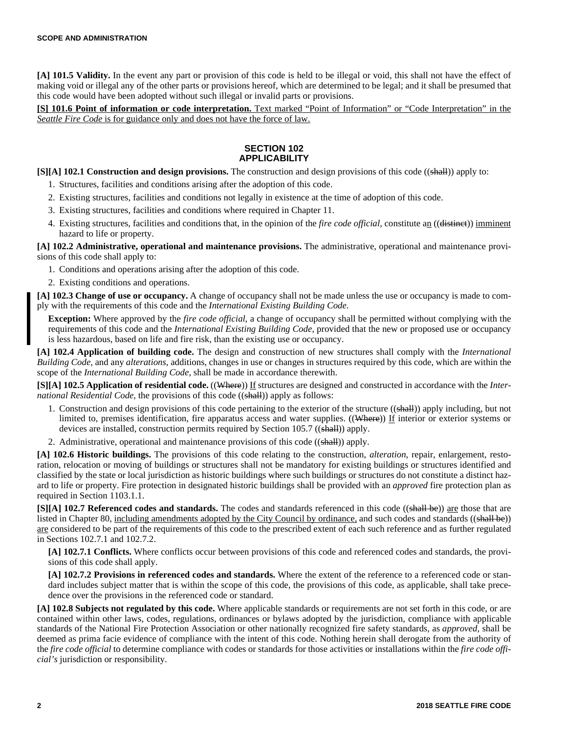**[A] 101.5 Validity.** In the event any part or provision of this code is held to be illegal or void, this shall not have the effect of making void or illegal any of the other parts or provisions hereof, which are determined to be legal; and it shall be presumed that this code would have been adopted without such illegal or invalid parts or provisions.

**[S] 101.6 Point of information or code interpretation.** Text marked "Point of Information" or "Code Interpretation" in the *Seattle Fire Code* is for guidance only and does not have the force of law.

## SECTION 102 APPLICABILITY

**[S][A] 102.1 Construction and design provisions.** The construction and design provisions of this code ((~~shall~~)) apply to:

1. Structures, facilities and conditions arising after the adoption of this code.
2. Existing structures, facilities and conditions not legally in existence at the time of adoption of this code.
3. Existing structures, facilities and conditions where required in Chapter 11.
4. Existing structures, facilities and conditions that, in the opinion of the *fire code official*, constitute an ((~~distinct~~)) imminent hazard to life or property.

**[A] 102.2 Administrative, operational and maintenance provisions.** The administrative, operational and maintenance provisions of this code shall apply to:

1. Conditions and operations arising after the adoption of this code.
2. Existing conditions and operations.

**[A] 102.3 Change of use or occupancy.** A change of occupancy shall not be made unless the use or occupancy is made to comply with the requirements of this code and the *International Existing Building Code*.

**Exception:** Where approved by the *fire code official*, a change of occupancy shall be permitted without complying with the requirements of this code and the *International Existing Building Code*, provided that the new or proposed use or occupancy is less hazardous, based on life and fire risk, than the existing use or occupancy.

**[A] 102.4 Application of building code.** The design and construction of new structures shall comply with the *International Building Code*, and any *alterations*, additions, changes in use or changes in structures required by this code, which are within the scope of the *International Building Code*, shall be made in accordance therewith.

**[S][A] 102.5 Application of residential code.** ((~~Where~~)) If structures are designed and constructed in accordance with the *International Residential Code*, the provisions of this code ((~~shall~~)) apply as follows:

1. Construction and design provisions of this code pertaining to the exterior of the structure ((~~shall~~)) apply including, but not limited to, premises identification, fire apparatus access and water supplies. ((~~Where~~)) If interior or exterior systems or devices are installed, construction permits required by Section 105.7 ((~~shall~~)) apply.
2. Administrative, operational and maintenance provisions of this code ((~~shall~~)) apply.

**[A] 102.6 Historic buildings.** The provisions of this code relating to the construction, *alteration*, repair, enlargement, restoration, relocation or moving of buildings or structures shall not be mandatory for existing buildings or structures identified and classified by the state or local jurisdiction as historic buildings where such buildings or structures do not constitute a distinct hazard to life or property. Fire protection in designated historic buildings shall be provided with an *approved* fire protection plan as required in Section 1103.1.1.

**[S][A] 102.7 Referenced codes and standards.** The codes and standards referenced in this code ((~~shall be~~)) are those that are listed in Chapter 80, including amendments adopted by the City Council by ordinance, and such codes and standards ((~~shall be~~)) are considered to be part of the requirements of this code to the prescribed extent of each such reference and as further regulated in Sections 102.7.1 and 102.7.2.

**[A] 102.7.1 Conflicts.** Where conflicts occur between provisions of this code and referenced codes and standards, the provisions of this code shall apply.

**[A] 102.7.2 Provisions in referenced codes and standards.** Where the extent of the reference to a referenced code or standard includes subject matter that is within the scope of this code, the provisions of this code, as applicable, shall take precedence over the provisions in the referenced code or standard.

**[A] 102.8 Subjects not regulated by this code.** Where applicable standards or requirements are not set forth in this code, or are contained within other laws, codes, regulations, ordinances or bylaws adopted by the jurisdiction, compliance with applicable standards of the National Fire Protection Association or other nationally recognized fire safety standards, as *approved*, shall be deemed as prima facie evidence of compliance with the intent of this code. Nothing herein shall derogate from the authority of the *fire code official* to determine compliance with codes or standards for those activities or installations within the *fire code official's* jurisdiction or responsibility.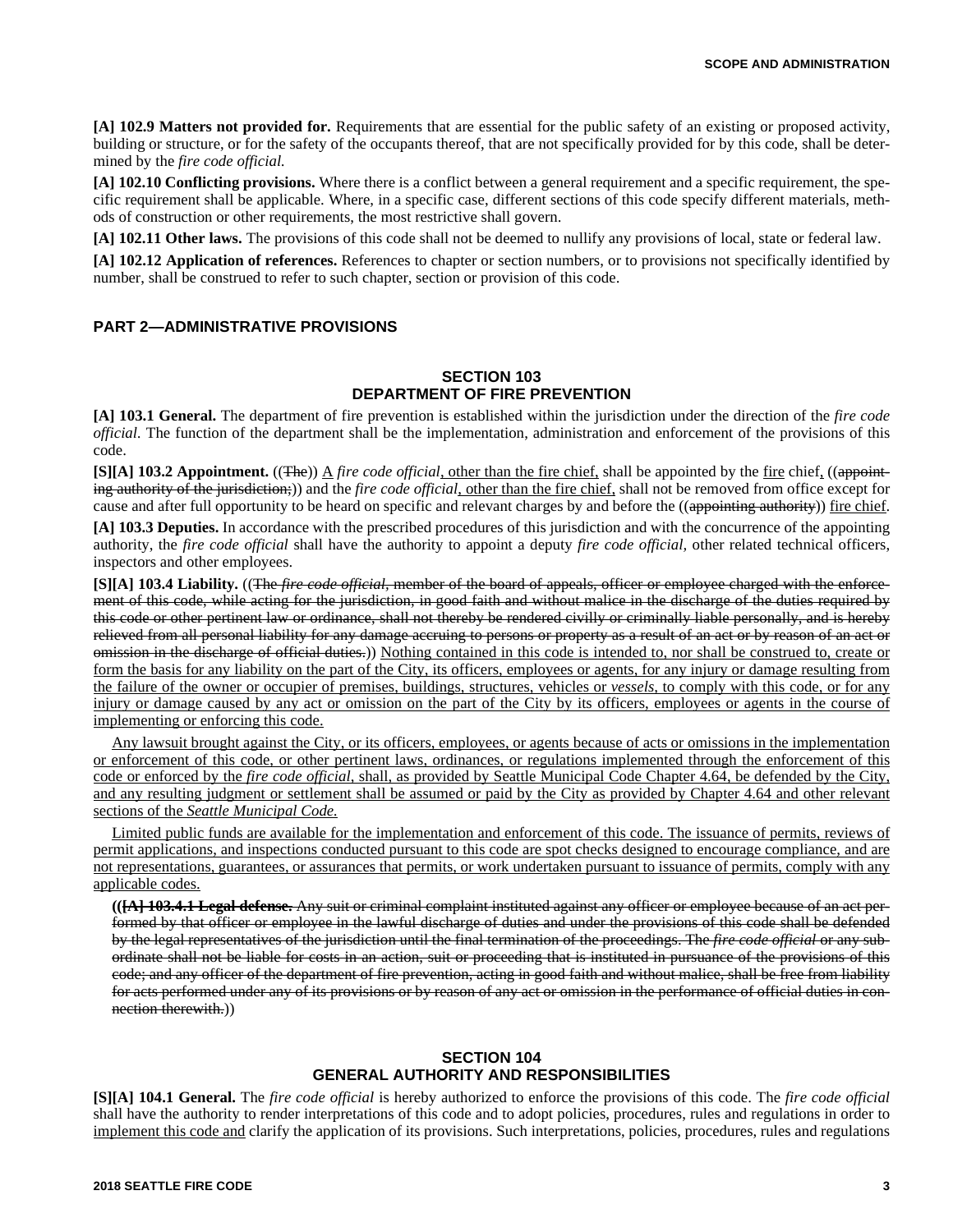**[A] 102.9 Matters not provided for.** Requirements that are essential for the public safety of an existing or proposed activity, building or structure, or for the safety of the occupants thereof, that are not specifically provided for by this code, shall be determined by the *fire code official.*

**[A] 102.10 Conflicting provisions.** Where there is a conflict between a general requirement and a specific requirement, the specific requirement shall be applicable. Where, in a specific case, different sections of this code specify different materials, methods of construction or other requirements, the most restrictive shall govern.

**[A] 102.11 Other laws.** The provisions of this code shall not be deemed to nullify any provisions of local, state or federal law.

**[A] 102.12 Application of references.** References to chapter or section numbers, or to provisions not specifically identified by number, shall be construed to refer to such chapter, section or provision of this code.

## PART 2—ADMINISTRATIVE PROVISIONS

### SECTION 103
### DEPARTMENT OF FIRE PREVENTION

**[A] 103.1 General.** The department of fire prevention is established within the jurisdiction under the direction of the *fire code official*. The function of the department shall be the implementation, administration and enforcement of the provisions of this code.

**[S][A] 103.2 Appointment.** ((~~The~~)) <u>A</u> *fire code official*<u>, other than the fire chief,</u> shall be appointed by the <u>fire</u> chief<u>,</u> ((~~appointing authority of the jurisdiction;~~)) and the *fire code official*<u>, other than the fire chief,</u> shall not be removed from office except for cause and after full opportunity to be heard on specific and relevant charges by and before the ((~~appointing authority~~)) <u>fire chief</u>.

**[A] 103.3 Deputies.** In accordance with the prescribed procedures of this jurisdiction and with the concurrence of the appointing authority, the *fire code official* shall have the authority to appoint a deputy *fire code official,* other related technical officers, inspectors and other employees.

**[S][A] 103.4 Liability.** ((~~The *fire code official*, member of the board of appeals, officer or employee charged with the enforcement of this code, while acting for the jurisdiction, in good faith and without malice in the discharge of the duties required by this code or other pertinent law or ordinance, shall not thereby be rendered civilly or criminally liable personally, and is hereby relieved from all personal liability for any damage accruing to persons or property as a result of an act or by reason of an act or omission in the discharge of official duties.~~)) <u>Nothing contained in this code is intended to, nor shall be construed to, create or form the basis for any liability on the part of the City, its officers, employees or agents, for any injury or damage resulting from the failure of the owner or occupier of premises, buildings, structures, vehicles or *vessels*, to comply with this code, or for any injury or damage caused by any act or omission on the part of the City by its officers, employees or agents in the course of implementing or enforcing this code.</u>

<u>Any lawsuit brought against the City, or its officers, employees, or agents because of acts or omissions in the implementation or enforcement of this code, or other pertinent laws, ordinances, or regulations implemented through the enforcement of this code or enforced by the *fire code official*, shall, as provided by Seattle Municipal Code Chapter 4.64, be defended by the City, and any resulting judgment or settlement shall be assumed or paid by the City as provided by Chapter 4.64 and other relevant sections of the *Seattle Municipal Code.*</u>

<u>Limited public funds are available for the implementation and enforcement of this code. The issuance of permits, reviews of permit applications, and inspections conducted pursuant to this code are spot checks designed to encourage compliance, and are not representations, guarantees, or assurances that permits, or work undertaken pursuant to issuance of permits, comply with any applicable codes.</u>

**((~~[A] 103.4.1 Legal defense.~~** ~~Any suit or criminal complaint instituted against any officer or employee because of an act performed by that officer or employee in the lawful discharge of duties and under the provisions of this code shall be defended by the legal representatives of the jurisdiction until the final termination of the proceedings. The *fire code official* or any subordinate shall not be liable for costs in an action, suit or proceeding that is instituted in pursuance of the provisions of this code; and any officer of the department of fire prevention, acting in good faith and without malice, shall be free from liability for acts performed under any of its provisions or by reason of any act or omission in the performance of official duties in connection therewith.~~))

### SECTION 104
### GENERAL AUTHORITY AND RESPONSIBILITIES

**[S][A] 104.1 General.** The *fire code official* is hereby authorized to enforce the provisions of this code. The *fire code official* shall have the authority to render interpretations of this code and to adopt policies, procedures, rules and regulations in order to <u>implement this code and</u> clarify the application of its provisions. Such interpretations, policies, procedures, rules and regulations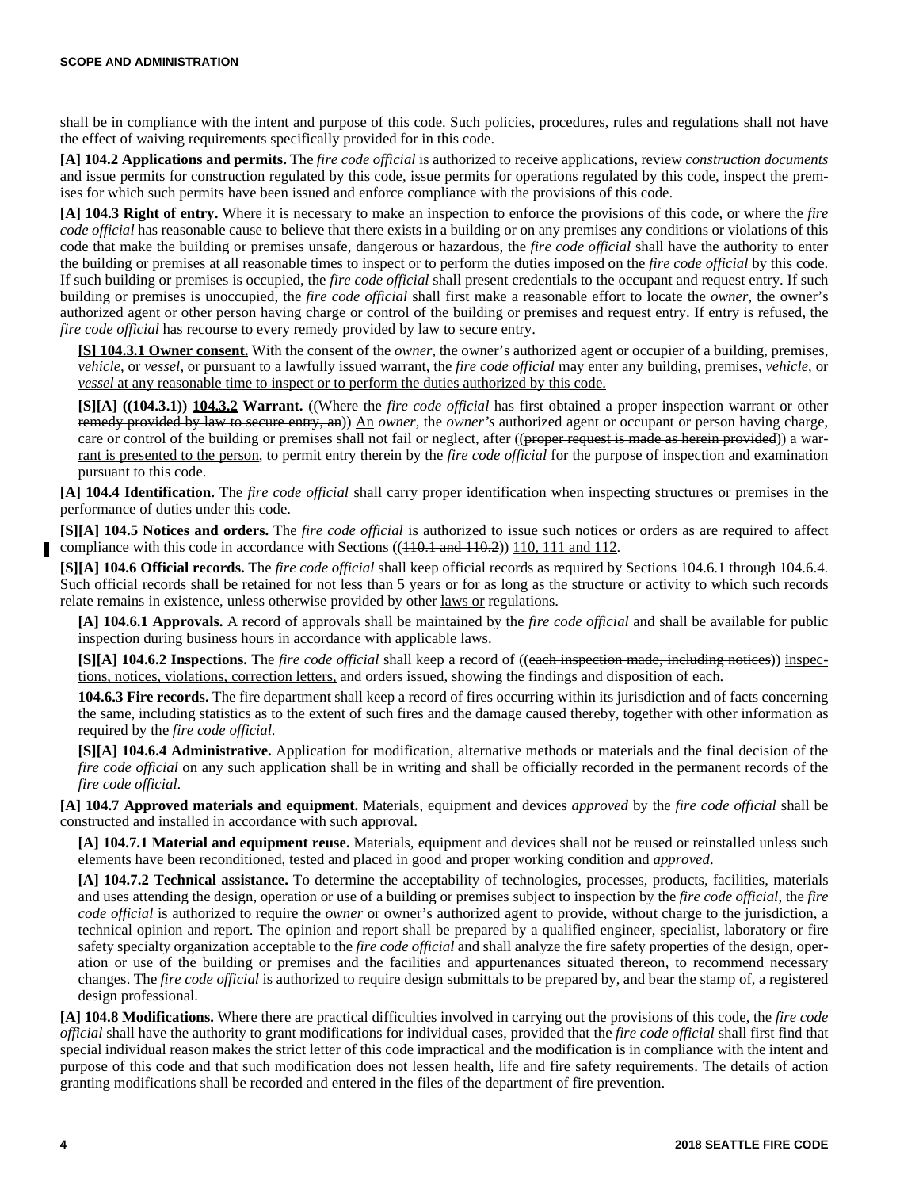shall be in compliance with the intent and purpose of this code. Such policies, procedures, rules and regulations shall not have the effect of waiving requirements specifically provided for in this code.

**[A] 104.2 Applications and permits.** The *fire code official* is authorized to receive applications, review *construction documents* and issue permits for construction regulated by this code, issue permits for operations regulated by this code, inspect the premises for which such permits have been issued and enforce compliance with the provisions of this code.

**[A] 104.3 Right of entry.** Where it is necessary to make an inspection to enforce the provisions of this code, or where the *fire code official* has reasonable cause to believe that there exists in a building or on any premises any conditions or violations of this code that make the building or premises unsafe, dangerous or hazardous, the *fire code official* shall have the authority to enter the building or premises at all reasonable times to inspect or to perform the duties imposed on the *fire code official* by this code. If such building or premises is occupied, the *fire code official* shall present credentials to the occupant and request entry. If such building or premises is unoccupied, the *fire code official* shall first make a reasonable effort to locate the *owner*, the owner's authorized agent or other person having charge or control of the building or premises and request entry. If entry is refused, the *fire code official* has recourse to every remedy provided by law to secure entry.

**[S] 104.3.1 Owner consent.** With the consent of the *owner*, the owner's authorized agent or occupier of a building, premises, *vehicle*, or *vessel*, or pursuant to a lawfully issued warrant, the *fire code official* may enter any building, premises, *vehicle*, or *vessel* at any reasonable time to inspect or to perform the duties authorized by this code.

**[S][A] ((~~104.3.1~~)) 104.3.2 Warrant.** ((~~Where the *fire code official* has first obtained a proper inspection warrant or other remedy provided by law to secure entry, an~~)) An *owner*, the *owner's* authorized agent or occupant or person having charge, care or control of the building or premises shall not fail or neglect, after ((~~proper request is made as herein provided~~)) a warrant is presented to the person, to permit entry therein by the *fire code official* for the purpose of inspection and examination pursuant to this code.

**[A] 104.4 Identification.** The *fire code official* shall carry proper identification when inspecting structures or premises in the performance of duties under this code.

**[S][A] 104.5 Notices and orders.** The *fire code official* is authorized to issue such notices or orders as are required to affect compliance with this code in accordance with Sections ((~~110.1 and 110.2~~)) 110, 111 and 112.

**[S][A] 104.6 Official records.** The *fire code official* shall keep official records as required by Sections 104.6.1 through 104.6.4. Such official records shall be retained for not less than 5 years or for as long as the structure or activity to which such records relate remains in existence, unless otherwise provided by other laws or regulations.

**[A] 104.6.1 Approvals.** A record of approvals shall be maintained by the *fire code official* and shall be available for public inspection during business hours in accordance with applicable laws.

**[S][A] 104.6.2 Inspections.** The *fire code official* shall keep a record of ((~~each inspection made, including notices~~)) inspections, notices, violations, correction letters, and orders issued, showing the findings and disposition of each.

**104.6.3 Fire records.** The fire department shall keep a record of fires occurring within its jurisdiction and of facts concerning the same, including statistics as to the extent of such fires and the damage caused thereby, together with other information as required by the *fire code official*.

**[S][A] 104.6.4 Administrative.** Application for modification, alternative methods or materials and the final decision of the *fire code official* on any such application shall be in writing and shall be officially recorded in the permanent records of the *fire code official*.

**[A] 104.7 Approved materials and equipment.** Materials, equipment and devices *approved* by the *fire code official* shall be constructed and installed in accordance with such approval.

**[A] 104.7.1 Material and equipment reuse.** Materials, equipment and devices shall not be reused or reinstalled unless such elements have been reconditioned, tested and placed in good and proper working condition and *approved*.

**[A] 104.7.2 Technical assistance.** To determine the acceptability of technologies, processes, products, facilities, materials and uses attending the design, operation or use of a building or premises subject to inspection by the *fire code official*, the *fire code official* is authorized to require the *owner* or owner's authorized agent to provide, without charge to the jurisdiction, a technical opinion and report. The opinion and report shall be prepared by a qualified engineer, specialist, laboratory or fire safety specialty organization acceptable to the *fire code official* and shall analyze the fire safety properties of the design, operation or use of the building or premises and the facilities and appurtenances situated thereon, to recommend necessary changes. The *fire code official* is authorized to require design submittals to be prepared by, and bear the stamp of, a registered design professional.

**[A] 104.8 Modifications.** Where there are practical difficulties involved in carrying out the provisions of this code, the *fire code official* shall have the authority to grant modifications for individual cases, provided that the *fire code official* shall first find that special individual reason makes the strict letter of this code impractical and the modification is in compliance with the intent and purpose of this code and that such modification does not lessen health, life and fire safety requirements. The details of action granting modifications shall be recorded and entered in the files of the department of fire prevention.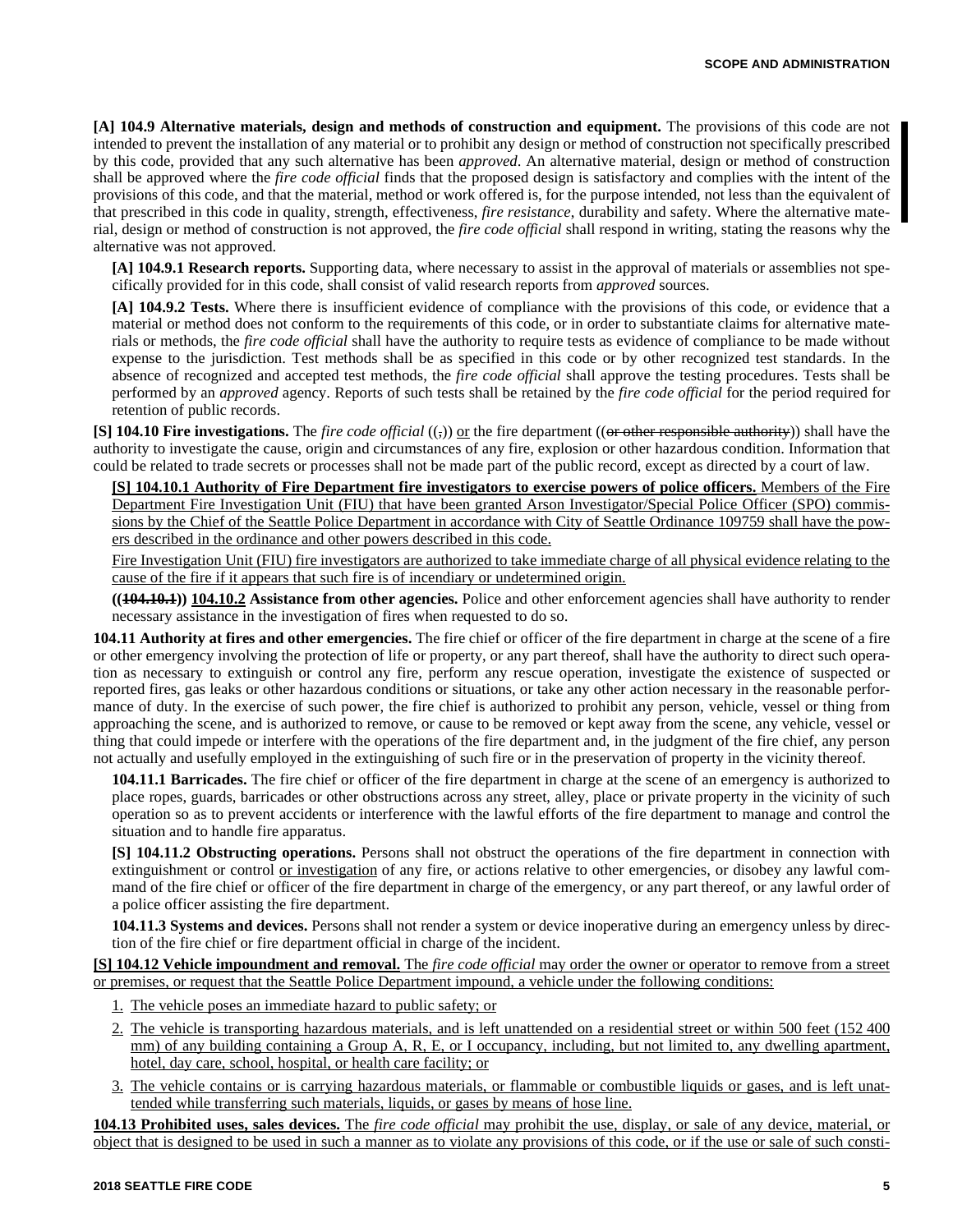**[A] 104.9 Alternative materials, design and methods of construction and equipment.** The provisions of this code are not intended to prevent the installation of any material or to prohibit any design or method of construction not specifically prescribed by this code, provided that any such alternative has been *approved*. An alternative material, design or method of construction shall be approved where the *fire code official* finds that the proposed design is satisfactory and complies with the intent of the provisions of this code, and that the material, method or work offered is, for the purpose intended, not less than the equivalent of that prescribed in this code in quality, strength, effectiveness, *fire resistance*, durability and safety. Where the alternative material, design or method of construction is not approved, the *fire code official* shall respond in writing, stating the reasons why the alternative was not approved.

**[A] 104.9.1 Research reports.** Supporting data, where necessary to assist in the approval of materials or assemblies not specifically provided for in this code, shall consist of valid research reports from *approved* sources.

**[A] 104.9.2 Tests.** Where there is insufficient evidence of compliance with the provisions of this code, or evidence that a material or method does not conform to the requirements of this code, or in order to substantiate claims for alternative materials or methods, the *fire code official* shall have the authority to require tests as evidence of compliance to be made without expense to the jurisdiction. Test methods shall be as specified in this code or by other recognized test standards. In the absence of recognized and accepted test methods, the *fire code official* shall approve the testing procedures. Tests shall be performed by an *approved* agency. Reports of such tests shall be retained by the *fire code official* for the period required for retention of public records.

**[S] 104.10 Fire investigations.** The *fire code official* ((~~,~~)) or the fire department ((~~or other responsible authority~~)) shall have the authority to investigate the cause, origin and circumstances of any fire, explosion or other hazardous condition. Information that could be related to trade secrets or processes shall not be made part of the public record, except as directed by a court of law.

**[S] 104.10.1 Authority of Fire Department fire investigators to exercise powers of police officers.** Members of the Fire Department Fire Investigation Unit (FIU) that have been granted Arson Investigator/Special Police Officer (SPO) commissions by the Chief of the Seattle Police Department in accordance with City of Seattle Ordinance 109759 shall have the powers described in the ordinance and other powers described in this code.

Fire Investigation Unit (FIU) fire investigators are authorized to take immediate charge of all physical evidence relating to the cause of the fire if it appears that such fire is of incendiary or undetermined origin.

**((~~104.10.1~~)) 104.10.2 Assistance from other agencies.** Police and other enforcement agencies shall have authority to render necessary assistance in the investigation of fires when requested to do so.

**104.11 Authority at fires and other emergencies.** The fire chief or officer of the fire department in charge at the scene of a fire or other emergency involving the protection of life or property, or any part thereof, shall have the authority to direct such operation as necessary to extinguish or control any fire, perform any rescue operation, investigate the existence of suspected or reported fires, gas leaks or other hazardous conditions or situations, or take any other action necessary in the reasonable performance of duty. In the exercise of such power, the fire chief is authorized to prohibit any person, vehicle, vessel or thing from approaching the scene, and is authorized to remove, or cause to be removed or kept away from the scene, any vehicle, vessel or thing that could impede or interfere with the operations of the fire department and, in the judgment of the fire chief, any person not actually and usefully employed in the extinguishing of such fire or in the preservation of property in the vicinity thereof.

**104.11.1 Barricades.** The fire chief or officer of the fire department in charge at the scene of an emergency is authorized to place ropes, guards, barricades or other obstructions across any street, alley, place or private property in the vicinity of such operation so as to prevent accidents or interference with the lawful efforts of the fire department to manage and control the situation and to handle fire apparatus.

**[S] 104.11.2 Obstructing operations.** Persons shall not obstruct the operations of the fire department in connection with extinguishment or control or investigation of any fire, or actions relative to other emergencies, or disobey any lawful command of the fire chief or officer of the fire department in charge of the emergency, or any part thereof, or any lawful order of a police officer assisting the fire department.

**104.11.3 Systems and devices.** Persons shall not render a system or device inoperative during an emergency unless by direction of the fire chief or fire department official in charge of the incident.

**[S] 104.12 Vehicle impoundment and removal.** The *fire code official* may order the owner or operator to remove from a street or premises, or request that the Seattle Police Department impound, a vehicle under the following conditions:

1. The vehicle poses an immediate hazard to public safety; or
2. The vehicle is transporting hazardous materials, and is left unattended on a residential street or within 500 feet (152 400 mm) of any building containing a Group A, R, E, or I occupancy, including, but not limited to, any dwelling apartment, hotel, day care, school, hospital, or health care facility; or
3. The vehicle contains or is carrying hazardous materials, or flammable or combustible liquids or gases, and is left unattended while transferring such materials, liquids, or gases by means of hose line.

**104.13 Prohibited uses, sales devices.** The *fire code official* may prohibit the use, display, or sale of any device, material, or object that is designed to be used in such a manner as to violate any provisions of this code, or if the use or sale of such consti-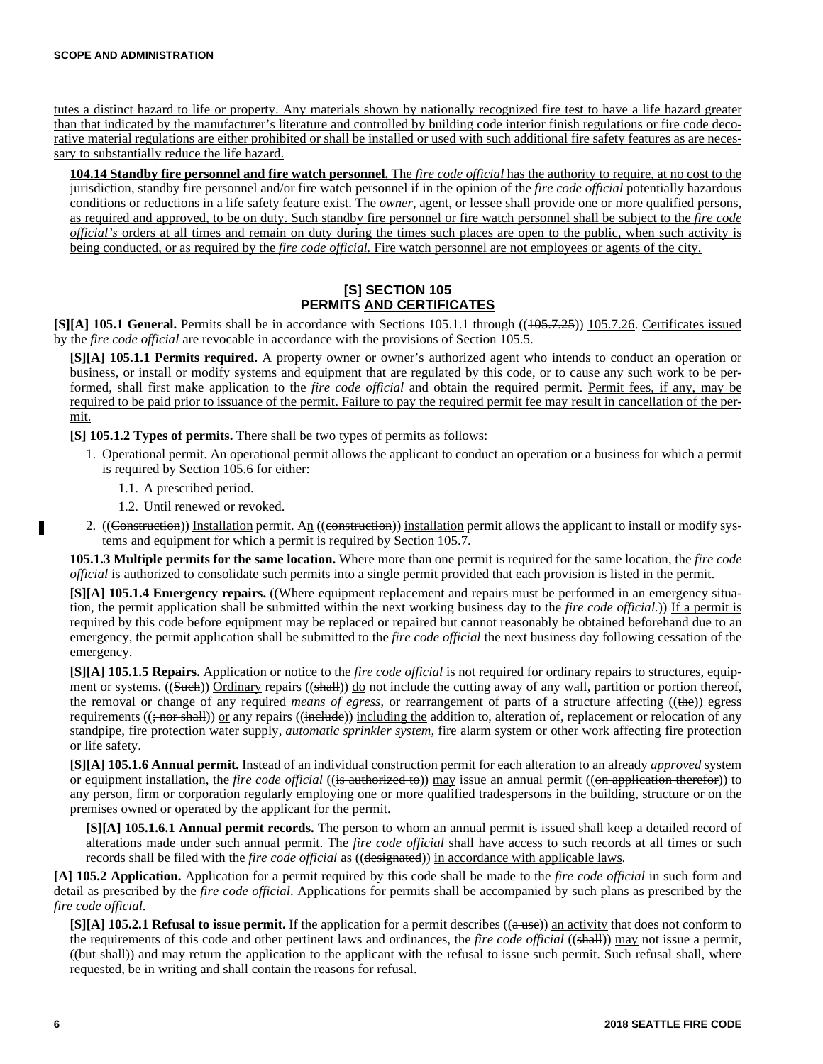tutes a distinct hazard to life or property. Any materials shown by nationally recognized fire test to have a life hazard greater than that indicated by the manufacturer's literature and controlled by building code interior finish regulations or fire code decorative material regulations are either prohibited or shall be installed or used with such additional fire safety features as are necessary to substantially reduce the life hazard.

**104.14 Standby fire personnel and fire watch personnel.** The *fire code official* has the authority to require, at no cost to the jurisdiction, standby fire personnel and/or fire watch personnel if in the opinion of the *fire code official* potentially hazardous conditions or reductions in a life safety feature exist. The *owner*, agent, or lessee shall provide one or more qualified persons, as required and approved, to be on duty. Such standby fire personnel or fire watch personnel shall be subject to the *fire code official's* orders at all times and remain on duty during the times such places are open to the public, when such activity is being conducted, or as required by the *fire code official.* Fire watch personnel are not employees or agents of the city.

## [S] SECTION 105
## PERMITS AND CERTIFICATES

**[S][A] 105.1 General.** Permits shall be in accordance with Sections 105.1.1 through ((~~105.7.25~~)) 105.7.26. Certificates issued by the *fire code official* are revocable in accordance with the provisions of Section 105.5.

**[S][A] 105.1.1 Permits required.** A property owner or owner's authorized agent who intends to conduct an operation or business, or install or modify systems and equipment that are regulated by this code, or to cause any such work to be performed, shall first make application to the *fire code official* and obtain the required permit. Permit fees, if any, may be required to be paid prior to issuance of the permit. Failure to pay the required permit fee may result in cancellation of the permit.

**[S] 105.1.2 Types of permits.** There shall be two types of permits as follows:

1. Operational permit. An operational permit allows the applicant to conduct an operation or a business for which a permit is required by Section 105.6 for either:
   1.1. A prescribed period.
   1.2. Until renewed or revoked.
2. ((~~Construction~~)) Installation permit. An ((~~construction~~)) installation permit allows the applicant to install or modify systems and equipment for which a permit is required by Section 105.7.

**105.1.3 Multiple permits for the same location.** Where more than one permit is required for the same location, the *fire code official* is authorized to consolidate such permits into a single permit provided that each provision is listed in the permit.

**[S][A] 105.1.4 Emergency repairs.** ((~~Where equipment replacement and repairs must be performed in an emergency situation, the permit application shall be submitted within the next working business day to the~~ ~~*fire code official.*~~)) If a permit is required by this code before equipment may be replaced or repaired but cannot reasonably be obtained beforehand due to an emergency, the permit application shall be submitted to the *fire code official* the next business day following cessation of the emergency.

**[S][A] 105.1.5 Repairs.** Application or notice to the *fire code official* is not required for ordinary repairs to structures, equipment or systems. ((~~Such~~)) Ordinary repairs ((~~shall~~)) do not include the cutting away of any wall, partition or portion thereof, the removal or change of any required *means of egress*, or rearrangement of parts of a structure affecting ((~~the~~)) egress requirements ((~~; nor shall~~)) or any repairs ((~~include~~)) including the addition to, alteration of, replacement or relocation of any standpipe, fire protection water supply, *automatic sprinkler system*, fire alarm system or other work affecting fire protection or life safety.

**[S][A] 105.1.6 Annual permit.** Instead of an individual construction permit for each alteration to an already *approved* system or equipment installation, the *fire code official* ((~~is authorized to~~)) may issue an annual permit ((~~on application therefor~~)) to any person, firm or corporation regularly employing one or more qualified tradespersons in the building, structure or on the premises owned or operated by the applicant for the permit.

**[S][A] 105.1.6.1 Annual permit records.** The person to whom an annual permit is issued shall keep a detailed record of alterations made under such annual permit. The *fire code official* shall have access to such records at all times or such records shall be filed with the *fire code official* as ((~~designated~~)) in accordance with applicable laws.

**[A] 105.2 Application.** Application for a permit required by this code shall be made to the *fire code official* in such form and detail as prescribed by the *fire code official*. Applications for permits shall be accompanied by such plans as prescribed by the *fire code official.*

**[S][A] 105.2.1 Refusal to issue permit.** If the application for a permit describes ((~~a use~~)) an activity that does not conform to the requirements of this code and other pertinent laws and ordinances, the *fire code official* ((~~shall~~)) may not issue a permit, ((~~but shall~~)) and may return the application to the applicant with the refusal to issue such permit. Such refusal shall, where requested, be in writing and shall contain the reasons for refusal.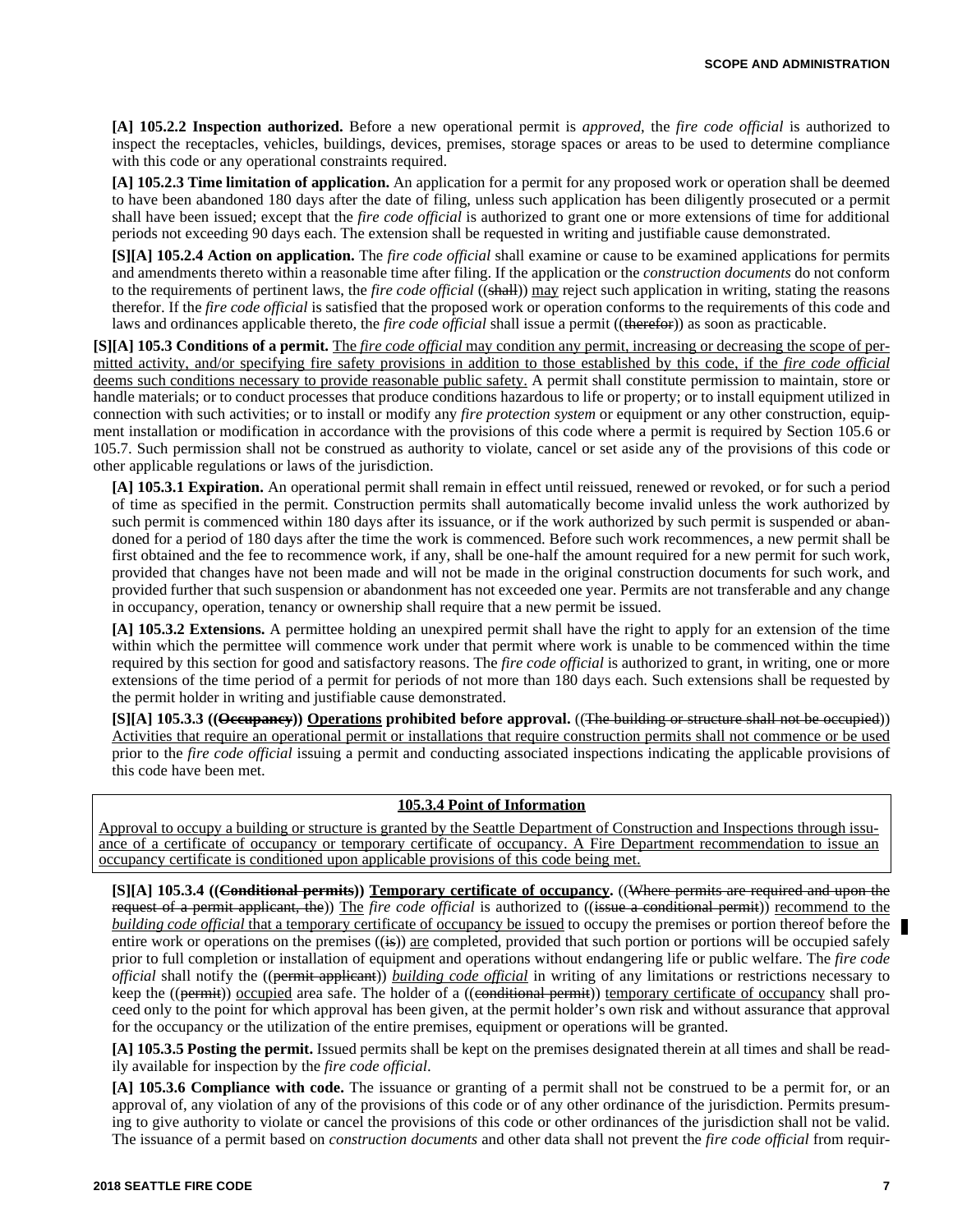**[A] 105.2.2 Inspection authorized.** Before a new operational permit is *approved*, the *fire code official* is authorized to inspect the receptacles, vehicles, buildings, devices, premises, storage spaces or areas to be used to determine compliance with this code or any operational constraints required.

**[A] 105.2.3 Time limitation of application.** An application for a permit for any proposed work or operation shall be deemed to have been abandoned 180 days after the date of filing, unless such application has been diligently prosecuted or a permit shall have been issued; except that the *fire code official* is authorized to grant one or more extensions of time for additional periods not exceeding 90 days each. The extension shall be requested in writing and justifiable cause demonstrated.

**[S][A] 105.2.4 Action on application.** The *fire code official* shall examine or cause to be examined applications for permits and amendments thereto within a reasonable time after filing. If the application or the *construction documents* do not conform to the requirements of pertinent laws, the *fire code official* ((~~shall~~)) <u>may</u> reject such application in writing, stating the reasons therefor. If the *fire code official* is satisfied that the proposed work or operation conforms to the requirements of this code and laws and ordinances applicable thereto, the *fire code official* shall issue a permit ((~~therefor~~)) as soon as practicable.

**[S][A] 105.3 Conditions of a permit.** <u>The *fire code official* may condition any permit, increasing or decreasing the scope of permitted activity, and/or specifying fire safety provisions in addition to those established by this code, if the *fire code official* deems such conditions necessary to provide reasonable public safety.</u> A permit shall constitute permission to maintain, store or handle materials; or to conduct processes that produce conditions hazardous to life or property; or to install equipment utilized in connection with such activities; or to install or modify any *fire protection system* or equipment or any other construction, equipment installation or modification in accordance with the provisions of this code where a permit is required by Section 105.6 or 105.7. Such permission shall not be construed as authority to violate, cancel or set aside any of the provisions of this code or other applicable regulations or laws of the jurisdiction.

**[A] 105.3.1 Expiration.** An operational permit shall remain in effect until reissued, renewed or revoked, or for such a period of time as specified in the permit. Construction permits shall automatically become invalid unless the work authorized by such permit is commenced within 180 days after its issuance, or if the work authorized by such permit is suspended or abandoned for a period of 180 days after the time the work is commenced. Before such work recommences, a new permit shall be first obtained and the fee to recommence work, if any, shall be one-half the amount required for a new permit for such work, provided that changes have not been made and will not be made in the original construction documents for such work, and provided further that such suspension or abandonment has not exceeded one year. Permits are not transferable and any change in occupancy, operation, tenancy or ownership shall require that a new permit be issued.

**[A] 105.3.2 Extensions.** A permittee holding an unexpired permit shall have the right to apply for an extension of the time within which the permittee will commence work under that permit where work is unable to be commenced within the time required by this section for good and satisfactory reasons. The *fire code official* is authorized to grant, in writing, one or more extensions of the time period of a permit for periods of not more than 180 days each. Such extensions shall be requested by the permit holder in writing and justifiable cause demonstrated.

**[S][A] 105.3.3 ((~~Occupancy~~)) <u>Operations</u> prohibited before approval.** ((~~The building or structure shall not be occupied~~)) <u>Activities that require an operational permit or installations that require construction permits shall not commence or be used</u> prior to the *fire code official* issuing a permit and conducting associated inspections indicating the applicable provisions of this code have been met.

> **<u>105.3.4 Point of Information</u>**
>
> <u>Approval to occupy a building or structure is granted by the Seattle Department of Construction and Inspections through issuance of a certificate of occupancy or temporary certificate of occupancy. A Fire Department recommendation to issue an occupancy certificate is conditioned upon applicable provisions of this code being met.</u>

**[S][A] 105.3.4 ((~~Conditional permits~~)) <u>Temporary certificate of occupancy</u>.** ((~~Where permits are required and upon the request of a permit applicant, the~~)) <u>The</u> *fire code official* is authorized to ((~~issue a conditional permit~~)) <u>recommend to the *building code official* that a temporary certificate of occupancy be issued</u> to occupy the premises or portion thereof before the entire work or operations on the premises ((~~is~~)) <u>are</u> completed, provided that such portion or portions will be occupied safely prior to full completion or installation of equipment and operations without endangering life or public welfare. The *fire code official* shall notify the ((~~permit applicant~~)) <u>*building code official*</u> in writing of any limitations or restrictions necessary to keep the ((~~permit~~)) <u>occupied</u> area safe. The holder of a ((~~conditional permit~~)) <u>temporary certificate of occupancy</u> shall proceed only to the point for which approval has been given, at the permit holder's own risk and without assurance that approval for the occupancy or the utilization of the entire premises, equipment or operations will be granted.

**[A] 105.3.5 Posting the permit.** Issued permits shall be kept on the premises designated therein at all times and shall be readily available for inspection by the *fire code official*.

**[A] 105.3.6 Compliance with code.** The issuance or granting of a permit shall not be construed to be a permit for, or an approval of, any violation of any of the provisions of this code or of any other ordinance of the jurisdiction. Permits presuming to give authority to violate or cancel the provisions of this code or other ordinances of the jurisdiction shall not be valid. The issuance of a permit based on *construction documents* and other data shall not prevent the *fire code official* from requir-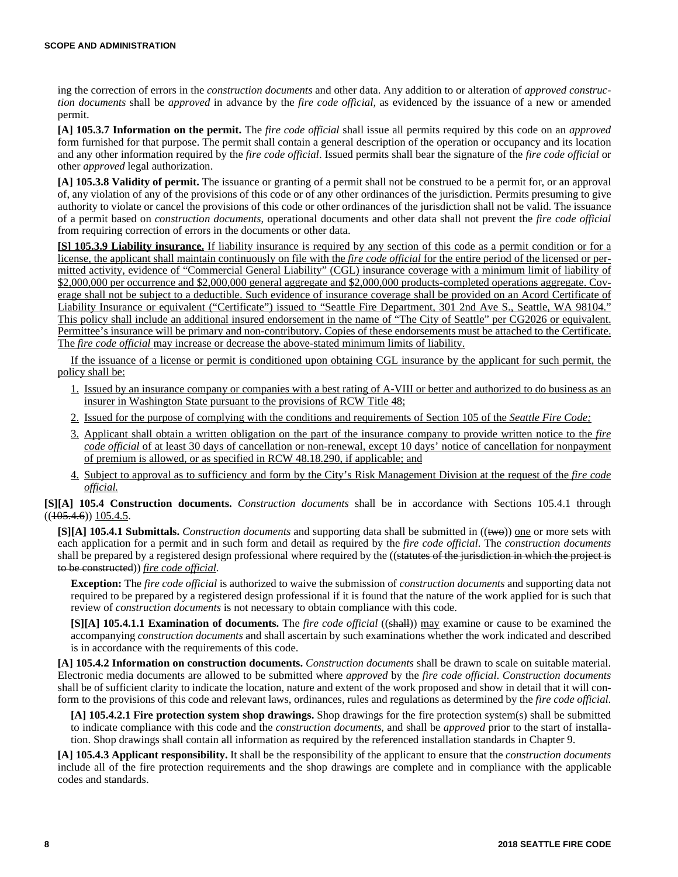ing the correction of errors in the *construction documents* and other data. Any addition to or alteration of *approved construction documents* shall be *approved* in advance by the *fire code official*, as evidenced by the issuance of a new or amended permit.

**[A] 105.3.7 Information on the permit.** The *fire code official* shall issue all permits required by this code on an *approved* form furnished for that purpose. The permit shall contain a general description of the operation or occupancy and its location and any other information required by the *fire code official*. Issued permits shall bear the signature of the *fire code official* or other *approved* legal authorization.

**[A] 105.3.8 Validity of permit.** The issuance or granting of a permit shall not be construed to be a permit for, or an approval of, any violation of any of the provisions of this code or of any other ordinances of the jurisdiction. Permits presuming to give authority to violate or cancel the provisions of this code or other ordinances of the jurisdiction shall not be valid. The issuance of a permit based on *construction documents*, operational documents and other data shall not prevent the *fire code official* from requiring correction of errors in the documents or other data.

**[S] 105.3.9 Liability insurance.** If liability insurance is required by any section of this code as a permit condition or for a license, the applicant shall maintain continuously on file with the *fire code official* for the entire period of the licensed or permitted activity, evidence of "Commercial General Liability" (CGL) insurance coverage with a minimum limit of liability of $2,000,000 per occurrence and $2,000,000 general aggregate and $2,000,000 products-completed operations aggregate. Coverage shall not be subject to a deductible. Such evidence of insurance coverage shall be provided on an Acord Certificate of Liability Insurance or equivalent ("Certificate") issued to "Seattle Fire Department, 301 2nd Ave S., Seattle, WA 98104." This policy shall include an additional insured endorsement in the name of "The City of Seattle" per CG2026 or equivalent. Permittee's insurance will be primary and non-contributory. Copies of these endorsements must be attached to the Certificate. The *fire code official* may increase or decrease the above-stated minimum limits of liability.

If the issuance of a license or permit is conditioned upon obtaining CGL insurance by the applicant for such permit, the policy shall be:

1. Issued by an insurance company or companies with a best rating of A-VIII or better and authorized to do business as an insurer in Washington State pursuant to the provisions of RCW Title 48;
2. Issued for the purpose of complying with the conditions and requirements of Section 105 of the *Seattle Fire Code;*
3. Applicant shall obtain a written obligation on the part of the insurance company to provide written notice to the *fire code official* of at least 30 days of cancellation or non-renewal, except 10 days' notice of cancellation for nonpayment of premium is allowed, or as specified in RCW 48.18.290, if applicable; and
4. Subject to approval as to sufficiency and form by the City's Risk Management Division at the request of the *fire code official.*

**[S][A] 105.4 Construction documents.** *Construction documents* shall be in accordance with Sections 105.4.1 through ((~~105.4.6~~)) 105.4.5.

**[S][A] 105.4.1 Submittals.** *Construction documents* and supporting data shall be submitted in ((~~two~~)) one or more sets with each application for a permit and in such form and detail as required by the *fire code official*. The *construction documents* shall be prepared by a registered design professional where required by the ((~~statutes of the jurisdiction in which the project is to be constructed~~)) *fire code official.*

**Exception:** The *fire code official* is authorized to waive the submission of *construction documents* and supporting data not required to be prepared by a registered design professional if it is found that the nature of the work applied for is such that review of *construction documents* is not necessary to obtain compliance with this code.

**[S][A] 105.4.1.1 Examination of documents.** The *fire code official* ((~~shall~~)) may examine or cause to be examined the accompanying *construction documents* and shall ascertain by such examinations whether the work indicated and described is in accordance with the requirements of this code.

**[A] 105.4.2 Information on construction documents.** *Construction documents* shall be drawn to scale on suitable material. Electronic media documents are allowed to be submitted where *approved* by the *fire code official*. *Construction documents* shall be of sufficient clarity to indicate the location, nature and extent of the work proposed and show in detail that it will conform to the provisions of this code and relevant laws, ordinances, rules and regulations as determined by the *fire code official.*

**[A] 105.4.2.1 Fire protection system shop drawings.** Shop drawings for the fire protection system(s) shall be submitted to indicate compliance with this code and the *construction documents*, and shall be *approved* prior to the start of installation. Shop drawings shall contain all information as required by the referenced installation standards in Chapter 9.

**[A] 105.4.3 Applicant responsibility.** It shall be the responsibility of the applicant to ensure that the *construction documents* include all of the fire protection requirements and the shop drawings are complete and in compliance with the applicable codes and standards.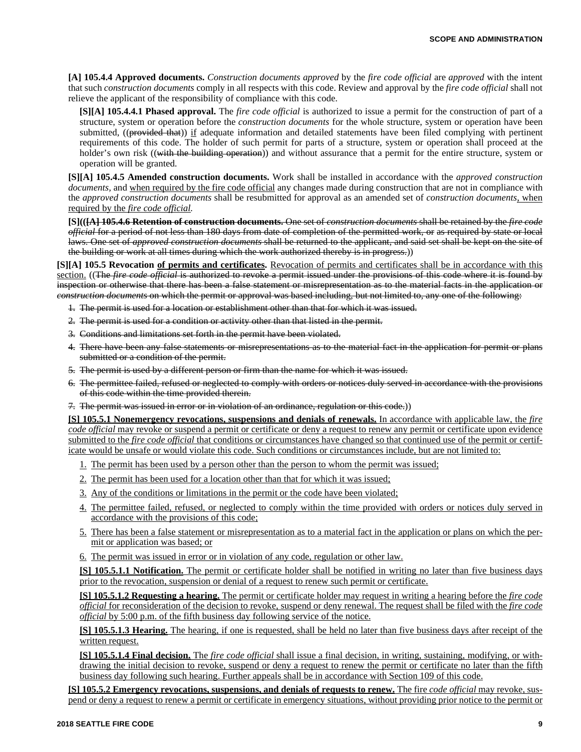**[A] 105.4.4 Approved documents.** *Construction documents approved* by the *fire code official* are *approved* with the intent that such *construction documents* comply in all respects with this code. Review and approval by the *fire code official* shall not relieve the applicant of the responsibility of compliance with this code.

**[S][A] 105.4.4.1 Phased approval.** The *fire code official* is authorized to issue a permit for the construction of part of a structure, system or operation before the *construction documents* for the whole structure, system or operation have been submitted, ((~~provided that~~)) <u>if</u> adequate information and detailed statements have been filed complying with pertinent requirements of this code. The holder of such permit for parts of a structure, system or operation shall proceed at the holder's own risk ((~~with the building operation~~)) and without assurance that a permit for the entire structure, system or operation will be granted.

**[S][A] 105.4.5 Amended construction documents.** Work shall be installed in accordance with the *approved construction documents,* and <u>when required by the fire code official</u> any changes made during construction that are not in compliance with the *approved construction documents* shall be resubmitted for approval as an amended set of *construction documents*<u>, when required by the *fire code official*</u>.

**[S]((~~[A] 105.4.6 Retention of construction documents.~~** ~~One set of *construction documents* shall be retained by the *fire code official* for a period of not less than 180 days from date of completion of the permitted work, or as required by state or local laws. One set of *approved construction documents* shall be returned to the applicant, and said set shall be kept on the site of the building or work at all times during which the work authorized thereby is in progress.~~))

**[S][A] 105.5 Revocation <u>of permits and certificates</u>.** <u>Revocation of permits and certificates shall be in accordance with this section.</u> ((~~The *fire code official* is authorized to revoke a permit issued under the provisions of this code where it is found by inspection or otherwise that there has been a false statement or misrepresentation as to the material facts in the application or *construction documents* on which the permit or approval was based including, but not limited to, any one of the following:~~

1. ~~The permit is used for a location or establishment other than that for which it was issued.~~
2. ~~The permit is used for a condition or activity other than that listed in the permit.~~
3. ~~Conditions and limitations set forth in the permit have been violated.~~
4. ~~There have been any false statements or misrepresentations as to the material fact in the application for permit or plans submitted or a condition of the permit.~~
5. ~~The permit is used by a different person or firm than the name for which it was issued.~~
6. ~~The permittee failed, refused or neglected to comply with orders or notices duly served in accordance with the provisions of this code within the time provided therein.~~
7. ~~The permit was issued in error or in violation of an ordinance, regulation or this code.~~))

<u>**[S] 105.5.1 Nonemergency revocations, suspensions and denials of renewals.** In accordance with applicable law, the *fire code official* may revoke or suspend a permit or certificate or deny a request to renew any permit or certificate upon evidence submitted to the *fire code official* that conditions or circumstances have changed so that continued use of the permit or certificate would be unsafe or would violate this code. Such conditions or circumstances include, but are not limited to:</u>

1. <u>The permit has been used by a person other than the person to whom the permit was issued;</u>
2. <u>The permit has been used for a location other than that for which it was issued;</u>
3. <u>Any of the conditions or limitations in the permit or the code have been violated;</u>
4. <u>The permittee failed, refused, or neglected to comply within the time provided with orders or notices duly served in accordance with the provisions of this code;</u>
5. <u>There has been a false statement or misrepresentation as to a material fact in the application or plans on which the permit or application was based; or</u>
6. <u>The permit was issued in error or in violation of any code, regulation or other law.</u>

<u>**[S] 105.5.1.1 Notification.** The permit or certificate holder shall be notified in writing no later than five business days prior to the revocation, suspension or denial of a request to renew such permit or certificate.</u>

<u>**[S] 105.5.1.2 Requesting a hearing.** The permit or certificate holder may request in writing a hearing before the *fire code official* for reconsideration of the decision to revoke, suspend or deny renewal. The request shall be filed with the *fire code official* by 5:00 p.m. of the fifth business day following service of the notice.</u>

<u>**[S] 105.5.1.3 Hearing.** The hearing, if one is requested, shall be held no later than five business days after receipt of the written request.</u>

<u>**[S] 105.5.1.4 Final decision.** The *fire code official* shall issue a final decision, in writing, sustaining, modifying, or withdrawing the initial decision to revoke, suspend or deny a request to renew the permit or certificate no later than the fifth business day following such hearing. Further appeals shall be in accordance with Section 109 of this code.</u>

<u>**[S] 105.5.2 Emergency revocations, suspensions, and denials of requests to renew.** The fire *code official* may revoke, suspend or deny a request to renew a permit or certificate in emergency situations, without providing prior notice to the permit or</u>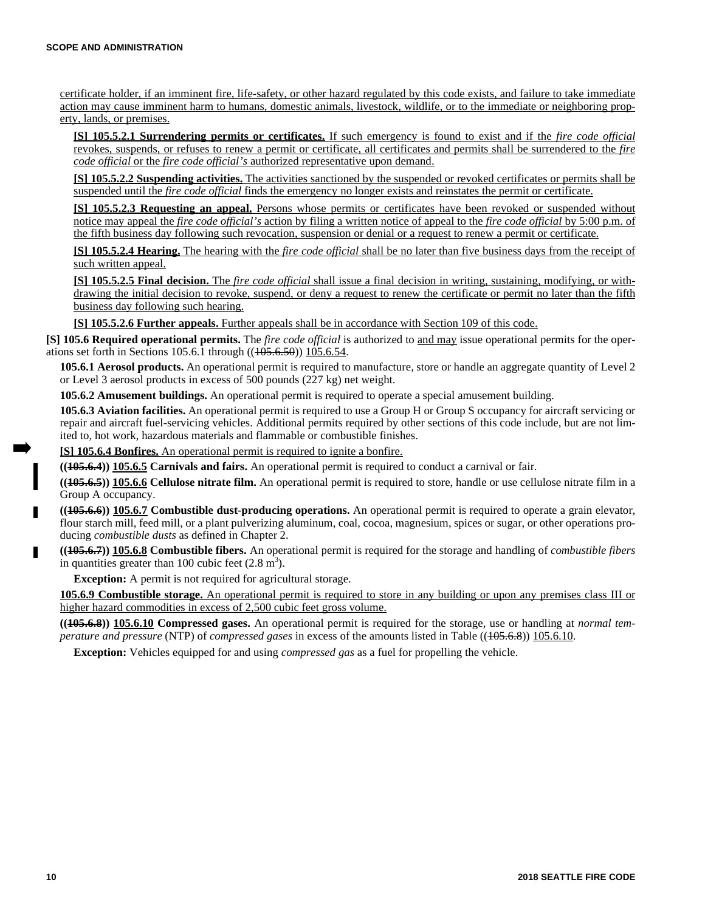certificate holder, if an imminent fire, life-safety, or other hazard regulated by this code exists, and failure to take immediate action may cause imminent harm to humans, domestic animals, livestock, wildlife, or to the immediate or neighboring property, lands, or premises.

**[S] 105.5.2.1 Surrendering permits or certificates.** If such emergency is found to exist and if the *fire code official* revokes, suspends, or refuses to renew a permit or certificate, all certificates and permits shall be surrendered to the *fire code official* or the *fire code official's* authorized representative upon demand.

**[S] 105.5.2.2 Suspending activities.** The activities sanctioned by the suspended or revoked certificates or permits shall be suspended until the *fire code official* finds the emergency no longer exists and reinstates the permit or certificate.

**[S] 105.5.2.3 Requesting an appeal.** Persons whose permits or certificates have been revoked or suspended without notice may appeal the *fire code official's* action by filing a written notice of appeal to the *fire code official* by 5:00 p.m. of the fifth business day following such revocation, suspension or denial or a request to renew a permit or certificate.

**[S] 105.5.2.4 Hearing.** The hearing with the *fire code official* shall be no later than five business days from the receipt of such written appeal.

**[S] 105.5.2.5 Final decision.** The *fire code official* shall issue a final decision in writing, sustaining, modifying, or withdrawing the initial decision to revoke, suspend, or deny a request to renew the certificate or permit no later than the fifth business day following such hearing.

**[S] 105.5.2.6 Further appeals.** Further appeals shall be in accordance with Section 109 of this code.

**[S] 105.6 Required operational permits.** The *fire code official* is authorized to and may issue operational permits for the operations set forth in Sections 105.6.1 through ((~~105.6.50~~)) 105.6.54.

**105.6.1 Aerosol products.** An operational permit is required to manufacture, store or handle an aggregate quantity of Level 2 or Level 3 aerosol products in excess of 500 pounds (227 kg) net weight.

**105.6.2 Amusement buildings.** An operational permit is required to operate a special amusement building.

**105.6.3 Aviation facilities.** An operational permit is required to use a Group H or Group S occupancy for aircraft servicing or repair and aircraft fuel-servicing vehicles. Additional permits required by other sections of this code include, but are not limited to, hot work, hazardous materials and flammable or combustible finishes.

**[S] 105.6.4 Bonfires.** An operational permit is required to ignite a bonfire.

**((~~105.6.4~~)) 105.6.5 Carnivals and fairs.** An operational permit is required to conduct a carnival or fair.

**((~~105.6.5~~)) 105.6.6 Cellulose nitrate film.** An operational permit is required to store, handle or use cellulose nitrate film in a Group A occupancy.

**((~~105.6.6~~)) 105.6.7 Combustible dust-producing operations.** An operational permit is required to operate a grain elevator, flour starch mill, feed mill, or a plant pulverizing aluminum, coal, cocoa, magnesium, spices or sugar, or other operations producing *combustible dusts* as defined in Chapter 2.

**((~~105.6.7~~)) 105.6.8 Combustible fibers.** An operational permit is required for the storage and handling of *combustible fibers* in quantities greater than 100 cubic feet (2.8 $m^3$).

**Exception:** A permit is not required for agricultural storage.

**105.6.9 Combustible storage.** An operational permit is required to store in any building or upon any premises class III or higher hazard commodities in excess of 2,500 cubic feet gross volume.

**((~~105.6.8~~)) 105.6.10 Compressed gases.** An operational permit is required for the storage, use or handling at *normal temperature and pressure* (NTP) of *compressed gases* in excess of the amounts listed in Table ((~~105.6.8~~)) 105.6.10.

**Exception:** Vehicles equipped for and using *compressed gas* as a fuel for propelling the vehicle.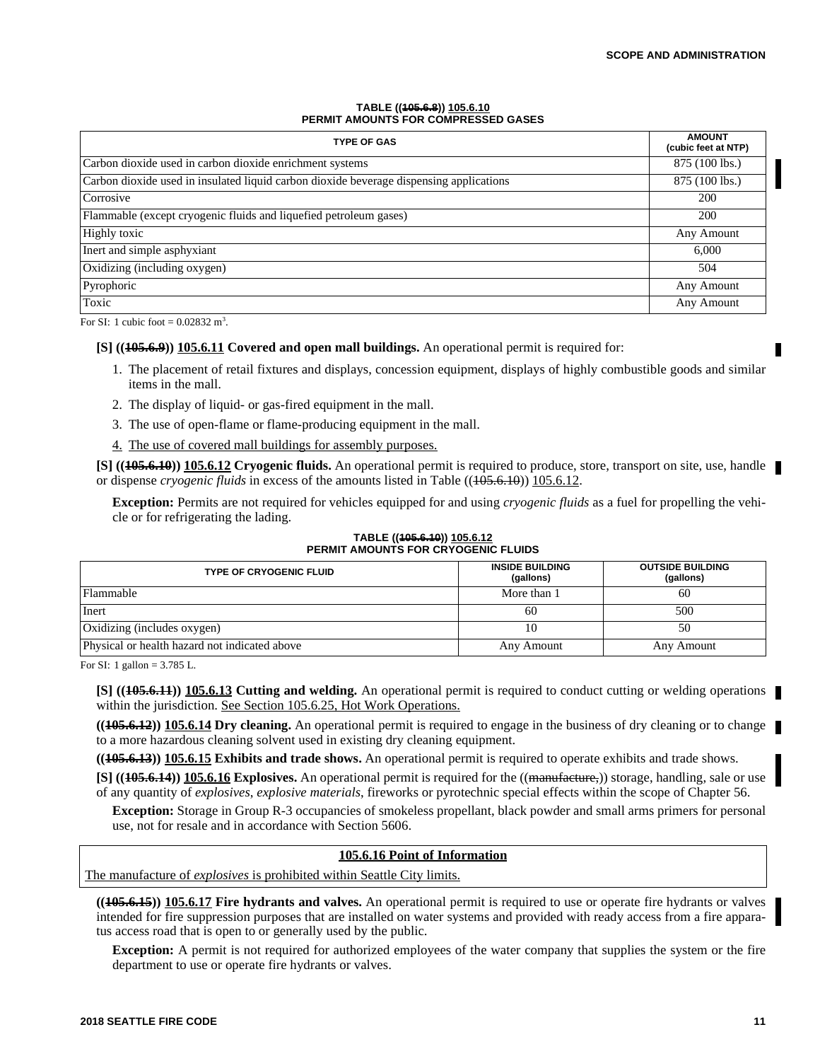**TABLE ((~~105.6.8~~)) 105.6.10**
**PERMIT AMOUNTS FOR COMPRESSED GASES**

| TYPE OF GAS | AMOUNT (cubic feet at NTP) |
|---|---|
| Carbon dioxide used in carbon dioxide enrichment systems | 875 (100 lbs.) |
| Carbon dioxide used in insulated liquid carbon dioxide beverage dispensing applications | 875 (100 lbs.) |
| Corrosive | 200 |
| Flammable (except cryogenic fluids and liquefied petroleum gases) | 200 |
| Highly toxic | Any Amount |
| Inert and simple asphyxiant | 6,000 |
| Oxidizing (including oxygen) | 504 |
| Pyrophoric | Any Amount |
| Toxic | Any Amount |

For SI: 1 cubic foot = 0.02832 $m^3$.

**[S] ((~~105.6.9~~)) 105.6.11 Covered and open mall buildings.** An operational permit is required for:

1. The placement of retail fixtures and displays, concession equipment, displays of highly combustible goods and similar items in the mall.
2. The display of liquid- or gas-fired equipment in the mall.
3. The use of open-flame or flame-producing equipment in the mall.
4. The use of covered mall buildings for assembly purposes.

**[S] ((~~105.6.10~~)) 105.6.12 Cryogenic fluids.** An operational permit is required to produce, store, transport on site, use, handle or dispense *cryogenic fluids* in excess of the amounts listed in Table ((~~105.6.10~~)) 105.6.12.

**Exception:** Permits are not required for vehicles equipped for and using *cryogenic fluids* as a fuel for propelling the vehicle or for refrigerating the lading.

**TABLE ((~~105.6.10~~)) 105.6.12**
**PERMIT AMOUNTS FOR CRYOGENIC FLUIDS**

| TYPE OF CRYOGENIC FLUID | INSIDE BUILDING (gallons) | OUTSIDE BUILDING (gallons) |
|---|---|---|
| Flammable | More than 1 | 60 |
| Inert | 60 | 500 |
| Oxidizing (includes oxygen) | 10 | 50 |
| Physical or health hazard not indicated above | Any Amount | Any Amount |

For SI: 1 gallon = 3.785 L.

**[S] ((~~105.6.11~~)) 105.6.13 Cutting and welding.** An operational permit is required to conduct cutting or welding operations within the jurisdiction. See Section 105.6.25, Hot Work Operations.

**((~~105.6.12~~)) 105.6.14 Dry cleaning.** An operational permit is required to engage in the business of dry cleaning or to change to a more hazardous cleaning solvent used in existing dry cleaning equipment.

**((~~105.6.13~~)) 105.6.15 Exhibits and trade shows.** An operational permit is required to operate exhibits and trade shows.

**[S] ((~~105.6.14~~)) 105.6.16 Explosives.** An operational permit is required for the ((~~manufacture,~~)) storage, handling, sale or use of any quantity of *explosives*, *explosive materials*, fireworks or pyrotechnic special effects within the scope of Chapter 56.

**Exception:** Storage in Group R-3 occupancies of smokeless propellant, black powder and small arms primers for personal use, not for resale and in accordance with Section 5606.

| **105.6.16 Point of Information** |
|---|
| The manufacture of *explosives* is prohibited within Seattle City limits. |

**((~~105.6.15~~)) 105.6.17 Fire hydrants and valves.** An operational permit is required to use or operate fire hydrants or valves intended for fire suppression purposes that are installed on water systems and provided with ready access from a fire apparatus access road that is open to or generally used by the public.

**Exception:** A permit is not required for authorized employees of the water company that supplies the system or the fire department to use or operate fire hydrants or valves.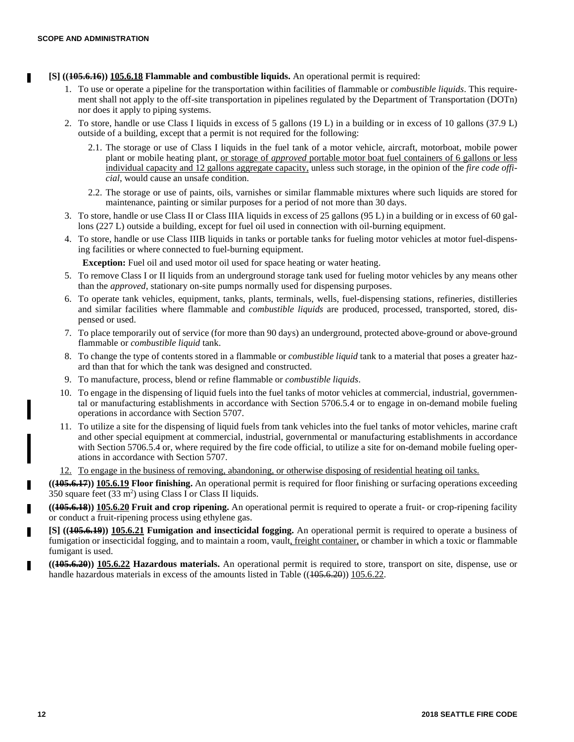**[S] ((~~105.6.16~~)) 105.6.18 Flammable and combustible liquids.** An operational permit is required:

1. To use or operate a pipeline for the transportation within facilities of flammable or *combustible liquids*. This requirement shall not apply to the off-site transportation in pipelines regulated by the Department of Transportation (DOTn) nor does it apply to piping systems.
2. To store, handle or use Class I liquids in excess of 5 gallons (19 L) in a building or in excess of 10 gallons (37.9 L) outside of a building, except that a permit is not required for the following:
   - 2.1. The storage or use of Class I liquids in the fuel tank of a motor vehicle, aircraft, motorboat, mobile power plant or mobile heating plant, or storage of *approved* portable motor boat fuel containers of 6 gallons or less individual capacity and 12 gallons aggregate capacity, unless such storage, in the opinion of the *fire code official*, would cause an unsafe condition.
   - 2.2. The storage or use of paints, oils, varnishes or similar flammable mixtures where such liquids are stored for maintenance, painting or similar purposes for a period of not more than 30 days.
3. To store, handle or use Class II or Class IIIA liquids in excess of 25 gallons (95 L) in a building or in excess of 60 gallons (227 L) outside a building, except for fuel oil used in connection with oil-burning equipment.
4. To store, handle or use Class IIIB liquids in tanks or portable tanks for fueling motor vehicles at motor fuel-dispensing facilities or where connected to fuel-burning equipment.

   **Exception:** Fuel oil and used motor oil used for space heating or water heating.
5. To remove Class I or II liquids from an underground storage tank used for fueling motor vehicles by any means other than the *approved*, stationary on-site pumps normally used for dispensing purposes.
6. To operate tank vehicles, equipment, tanks, plants, terminals, wells, fuel-dispensing stations, refineries, distilleries and similar facilities where flammable and *combustible liquids* are produced, processed, transported, stored, dispensed or used.
7. To place temporarily out of service (for more than 90 days) an underground, protected above-ground or above-ground flammable or *combustible liquid* tank.
8. To change the type of contents stored in a flammable or *combustible liquid* tank to a material that poses a greater hazard than that for which the tank was designed and constructed.
9. To manufacture, process, blend or refine flammable or *combustible liquids*.
10. To engage in the dispensing of liquid fuels into the fuel tanks of motor vehicles at commercial, industrial, governmental or manufacturing establishments in accordance with Section 5706.5.4 or to engage in on-demand mobile fueling operations in accordance with Section 5707.
11. To utilize a site for the dispensing of liquid fuels from tank vehicles into the fuel tanks of motor vehicles, marine craft and other special equipment at commercial, industrial, governmental or manufacturing establishments in accordance with Section 5706.5.4 or, where required by the fire code official, to utilize a site for on-demand mobile fueling operations in accordance with Section 5707.
12. To engage in the business of removing, abandoning, or otherwise disposing of residential heating oil tanks.

**((~~105.6.17~~)) 105.6.19 Floor finishing.** An operational permit is required for floor finishing or surfacing operations exceeding 350 square feet (33 $m^2$) using Class I or Class II liquids.

**((~~105.6.18~~)) 105.6.20 Fruit and crop ripening.** An operational permit is required to operate a fruit- or crop-ripening facility or conduct a fruit-ripening process using ethylene gas.

**[S] ((~~105.6.19~~)) 105.6.21 Fumigation and insecticidal fogging.** An operational permit is required to operate a business of fumigation or insecticidal fogging, and to maintain a room, vault, freight container, or chamber in which a toxic or flammable fumigant is used.

**((~~105.6.20~~)) 105.6.22 Hazardous materials.** An operational permit is required to store, transport on site, dispense, use or handle hazardous materials in excess of the amounts listed in Table ((~~105.6.20~~)) 105.6.22.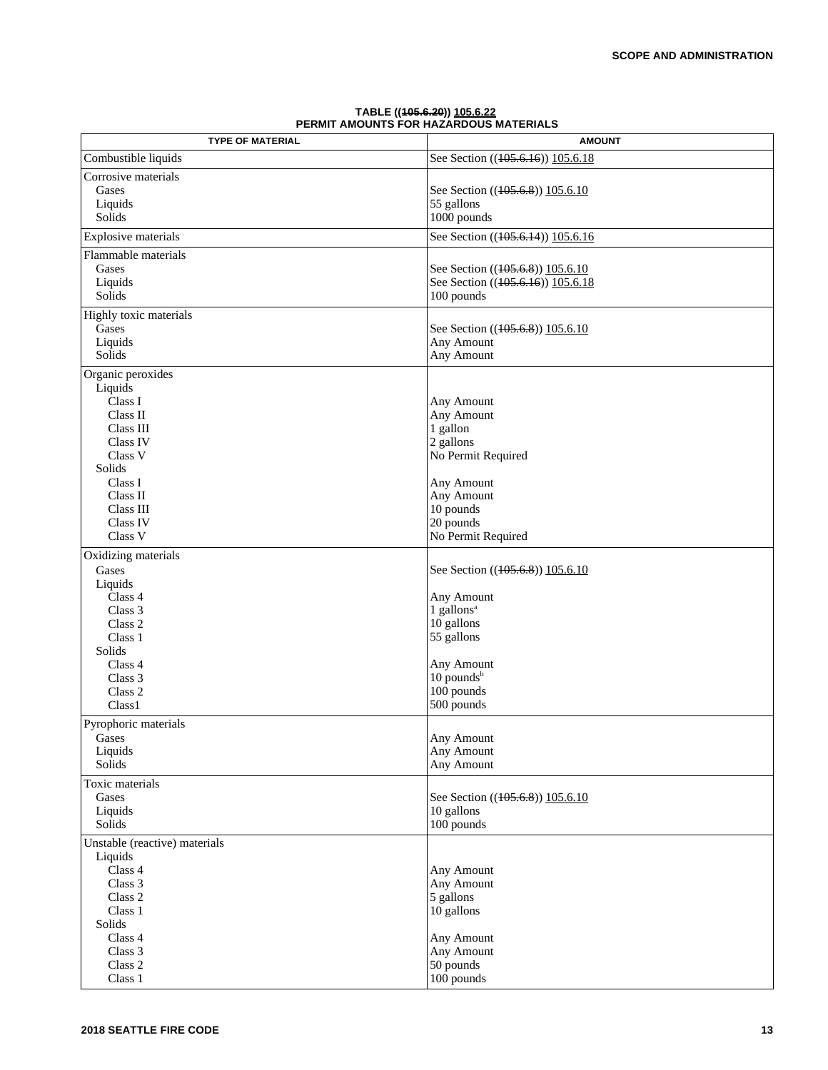**TABLE ((~~105.6.20~~)) 105.6.22**
**PERMIT AMOUNTS FOR HAZARDOUS MATERIALS**

| TYPE OF MATERIAL | AMOUNT |
|---|---|
| Combustible liquids | See Section ((~~105.6.16~~)) 105.6.18 |
| Corrosive materials | |
| Gases | See Section ((~~105.6.8~~)) 105.6.10 |
| Liquids | 55 gallons |
| Solids | 1000 pounds |
| Explosive materials | See Section ((~~105.6.14~~)) 105.6.16 |
| Flammable materials | |
| Gases | See Section ((~~105.6.8~~)) 105.6.10 |
| Liquids | See Section ((~~105.6.16~~)) 105.6.18 |
| Solids | 100 pounds |
| Highly toxic materials | |
| Gases | See Section ((~~105.6.8~~)) 105.6.10 |
| Liquids | Any Amount |
| Solids | Any Amount |
| Organic peroxides | |
| Liquids | |
| Class I | Any Amount |
| Class II | Any Amount |
| Class III | 1 gallon |
| Class IV | 2 gallons |
| Class V | No Permit Required |
| Solids | |
| Class I | Any Amount |
| Class II | Any Amount |
| Class III | 10 pounds |
| Class IV | 20 pounds |
| Class V | No Permit Required |
| Oxidizing materials | |
| Gases | See Section ((~~105.6.8~~)) 105.6.10 |
| Liquids | |
| Class 4 | Any Amount |
| Class 3 | 1 gallons[a] |
| Class 2 | 10 gallons |
| Class 1 | 55 gallons |
| Solids | |
| Class 4 | Any Amount |
| Class 3 | 10 pounds[b] |
| Class 2 | 100 pounds |
| Class1 | 500 pounds |
| Pyrophoric materials | |
| Gases | Any Amount |
| Liquids | Any Amount |
| Solids | Any Amount |
| Toxic materials | |
| Gases | See Section ((~~105.6.8~~)) 105.6.10 |
| Liquids | 10 gallons |
| Solids | 100 pounds |
| Unstable (reactive) materials | |
| Liquids | |
| Class 4 | Any Amount |
| Class 3 | Any Amount |
| Class 2 | 5 gallons |
| Class 1 | 10 gallons |
| Solids | |
| Class 4 | Any Amount |
| Class 3 | Any Amount |
| Class 2 | 50 pounds |
| Class 1 | 100 pounds |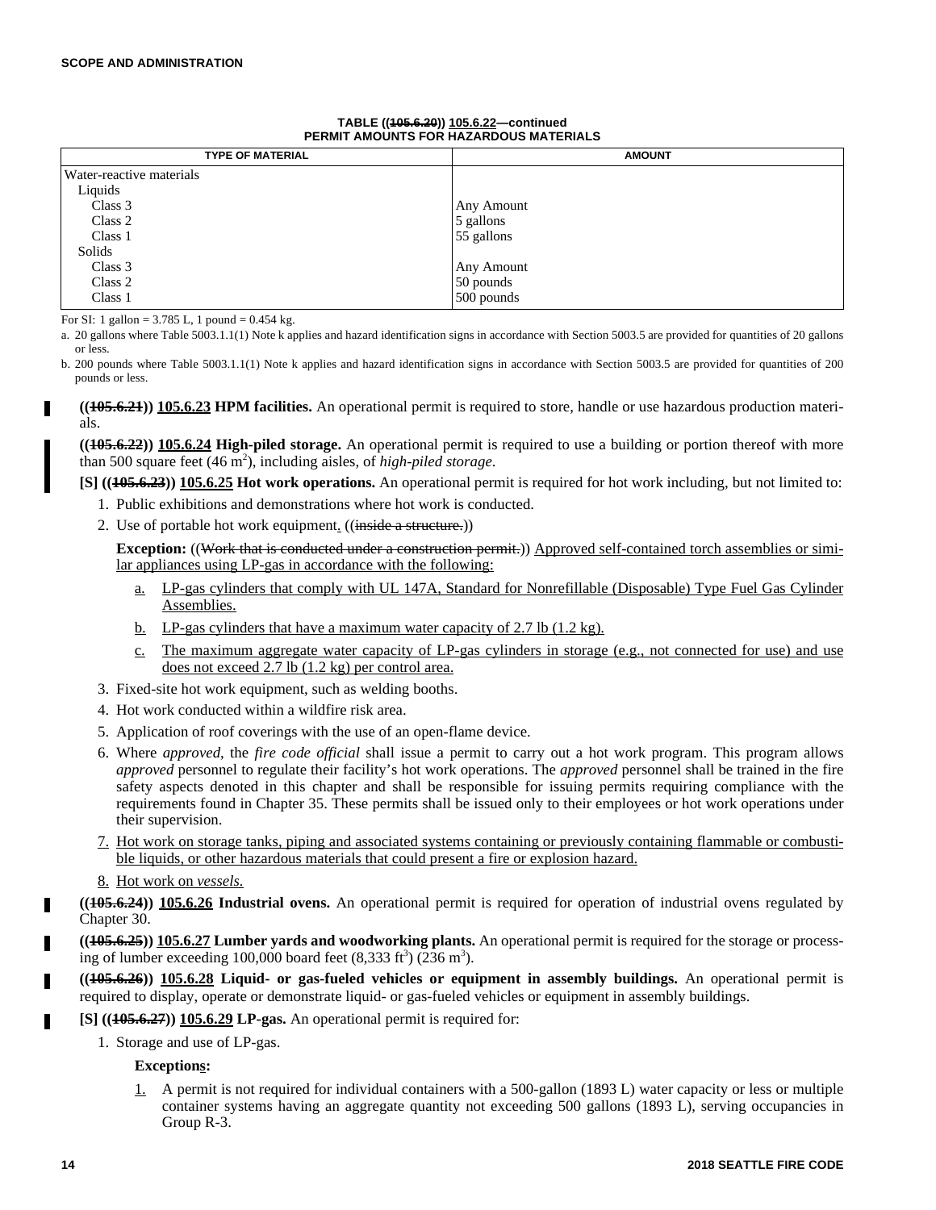**TABLE ((~~105.6.20~~)) 105.6.22—continued**
**PERMIT AMOUNTS FOR HAZARDOUS MATERIALS**

| TYPE OF MATERIAL | AMOUNT |
|---|---|
| Water-reactive materials | |
| Liquids | |
| Class 3 | Any Amount |
| Class 2 | 5 gallons |
| Class 1 | 55 gallons |
| Solids | |
| Class 3 | Any Amount |
| Class 2 | 50 pounds |
| Class 1 | 500 pounds |

For SI: 1 gallon = 3.785 L, 1 pound = 0.454 kg.

a. 20 gallons where Table 5003.1.1(1) Note k applies and hazard identification signs in accordance with Section 5003.5 are provided for quantities of 20 gallons or less.

b. 200 pounds where Table 5003.1.1(1) Note k applies and hazard identification signs in accordance with Section 5003.5 are provided for quantities of 200 pounds or less.

**((~~105.6.21~~)) 105.6.23 HPM facilities.** An operational permit is required to store, handle or use hazardous production materials.

**((~~105.6.22~~)) 105.6.24 High-piled storage.** An operational permit is required to use a building or portion thereof with more than 500 square feet (46 m$^2$), including aisles, of *high-piled storage*.

**[S] ((~~105.6.23~~)) 105.6.25 Hot work operations.** An operational permit is required for hot work including, but not limited to:

1. Public exhibitions and demonstrations where hot work is conducted.
2. Use of portable hot work equipment. ((~~inside a structure.~~))

   **Exception:** ((~~Work that is conducted under a construction permit.~~)) Approved self-contained torch assemblies or similar appliances using LP-gas in accordance with the following:

   a. LP-gas cylinders that comply with UL 147A, Standard for Nonrefillable (Disposable) Type Fuel Gas Cylinder Assemblies.

   b. LP-gas cylinders that have a maximum water capacity of 2.7 lb (1.2 kg).

   c. The maximum aggregate water capacity of LP-gas cylinders in storage (e.g., not connected for use) and use does not exceed 2.7 lb (1.2 kg) per control area.

3. Fixed-site hot work equipment, such as welding booths.
4. Hot work conducted within a wildfire risk area.
5. Application of roof coverings with the use of an open-flame device.
6. Where *approved*, the *fire code official* shall issue a permit to carry out a hot work program. This program allows *approved* personnel to regulate their facility's hot work operations. The *approved* personnel shall be trained in the fire safety aspects denoted in this chapter and shall be responsible for issuing permits requiring compliance with the requirements found in Chapter 35. These permits shall be issued only to their employees or hot work operations under their supervision.
7. Hot work on storage tanks, piping and associated systems containing or previously containing flammable or combustible liquids, or other hazardous materials that could present a fire or explosion hazard.
8. Hot work on *vessels.*

**((~~105.6.24~~)) 105.6.26 Industrial ovens.** An operational permit is required for operation of industrial ovens regulated by Chapter 30.

**((~~105.6.25~~)) 105.6.27 Lumber yards and woodworking plants.** An operational permit is required for the storage or processing of lumber exceeding 100,000 board feet (8,333 ft$^3$) (236 m$^3$).

**((~~105.6.26~~)) 105.6.28 Liquid- or gas-fueled vehicles or equipment in assembly buildings.** An operational permit is required to display, operate or demonstrate liquid- or gas-fueled vehicles or equipment in assembly buildings.

**[S] ((~~105.6.27~~)) 105.6.29 LP-gas.** An operational permit is required for:

1. Storage and use of LP-gas.

   **Exceptions:**

   1. A permit is not required for individual containers with a 500-gallon (1893 L) water capacity or less or multiple container systems having an aggregate quantity not exceeding 500 gallons (1893 L), serving occupancies in Group R-3.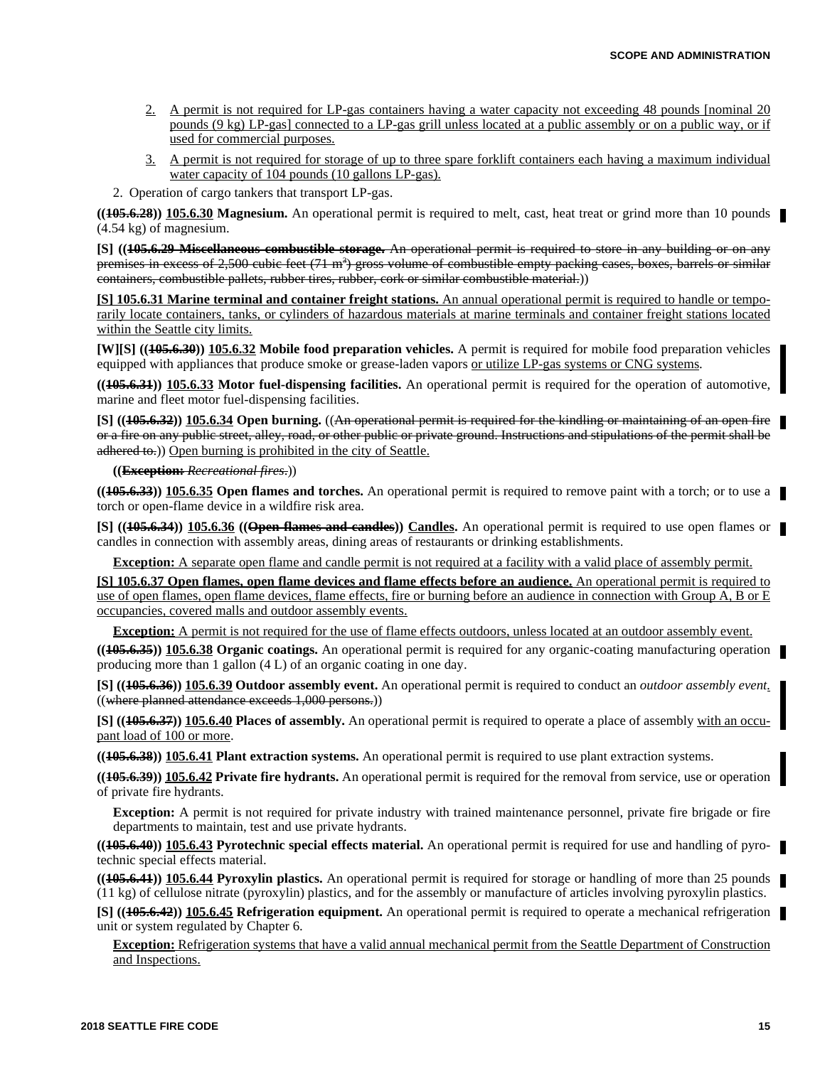2. A permit is not required for LP-gas containers having a water capacity not exceeding 48 pounds [nominal 20 pounds (9 kg) LP-gas] connected to a LP-gas grill unless located at a public assembly or on a public way, or if used for commercial purposes.

3. A permit is not required for storage of up to three spare forklift containers each having a maximum individual water capacity of 104 pounds (10 gallons LP-gas).

2. Operation of cargo tankers that transport LP-gas.

**((105.6.28)) 105.6.30 Magnesium.** An operational permit is required to melt, cast, heat treat or grind more than 10 pounds (4.54 kg) of magnesium.

**[S] ((105.6.29 Miscellaneous combustible storage.** An operational permit is required to store in any building or on any premises in excess of 2,500 cubic feet (71 m$^3$) gross volume of combustible empty packing cases, boxes, barrels or similar containers, combustible pallets, rubber tires, rubber, cork or similar combustible material.))

**[S] 105.6.31 Marine terminal and container freight stations.** An annual operational permit is required to handle or temporarily locate containers, tanks, or cylinders of hazardous materials at marine terminals and container freight stations located within the Seattle city limits.

**[W][S] ((105.6.30)) 105.6.32 Mobile food preparation vehicles.** A permit is required for mobile food preparation vehicles equipped with appliances that produce smoke or grease-laden vapors or utilize LP-gas systems or CNG systems.

**((105.6.31)) 105.6.33 Motor fuel-dispensing facilities.** An operational permit is required for the operation of automotive, marine and fleet motor fuel-dispensing facilities.

**[S] ((105.6.32)) 105.6.34 Open burning.** ((An operational permit is required for the kindling or maintaining of an open fire or a fire on any public street, alley, road, or other public or private ground. Instructions and stipulations of the permit shall be adhered to.)) Open burning is prohibited in the city of Seattle.

**((Exception:** *Recreational fires*.))

**((105.6.33)) 105.6.35 Open flames and torches.** An operational permit is required to remove paint with a torch; or to use a torch or open-flame device in a wildfire risk area.

**[S] ((105.6.34)) 105.6.36 ((Open flames and candles)) Candles.** An operational permit is required to use open flames or candles in connection with assembly areas, dining areas of restaurants or drinking establishments.

**Exception:** A separate open flame and candle permit is not required at a facility with a valid place of assembly permit.

**[S] 105.6.37 Open flames, open flame devices and flame effects before an audience.** An operational permit is required to use of open flames, open flame devices, flame effects, fire or burning before an audience in connection with Group A, B or E occupancies, covered malls and outdoor assembly events.

**Exception:** A permit is not required for the use of flame effects outdoors, unless located at an outdoor assembly event.

**((105.6.35)) 105.6.38 Organic coatings.** An operational permit is required for any organic-coating manufacturing operation producing more than 1 gallon (4 L) of an organic coating in one day.

**[S] ((105.6.36)) 105.6.39 Outdoor assembly event.** An operational permit is required to conduct an *outdoor assembly event*. ((where planned attendance exceeds 1,000 persons.))

**[S] ((105.6.37)) 105.6.40 Places of assembly.** An operational permit is required to operate a place of assembly with an occupant load of 100 or more.

**((105.6.38)) 105.6.41 Plant extraction systems.** An operational permit is required to use plant extraction systems.

**((105.6.39)) 105.6.42 Private fire hydrants.** An operational permit is required for the removal from service, use or operation of private fire hydrants.

**Exception:** A permit is not required for private industry with trained maintenance personnel, private fire brigade or fire departments to maintain, test and use private hydrants.

**((105.6.40)) 105.6.43 Pyrotechnic special effects material.** An operational permit is required for use and handling of pyrotechnic special effects material.

**((105.6.41)) 105.6.44 Pyroxylin plastics.** An operational permit is required for storage or handling of more than 25 pounds (11 kg) of cellulose nitrate (pyroxylin) plastics, and for the assembly or manufacture of articles involving pyroxylin plastics.

**[S] ((105.6.42)) 105.6.45 Refrigeration equipment.** An operational permit is required to operate a mechanical refrigeration unit or system regulated by Chapter 6.

**Exception:** Refrigeration systems that have a valid annual mechanical permit from the Seattle Department of Construction and Inspections.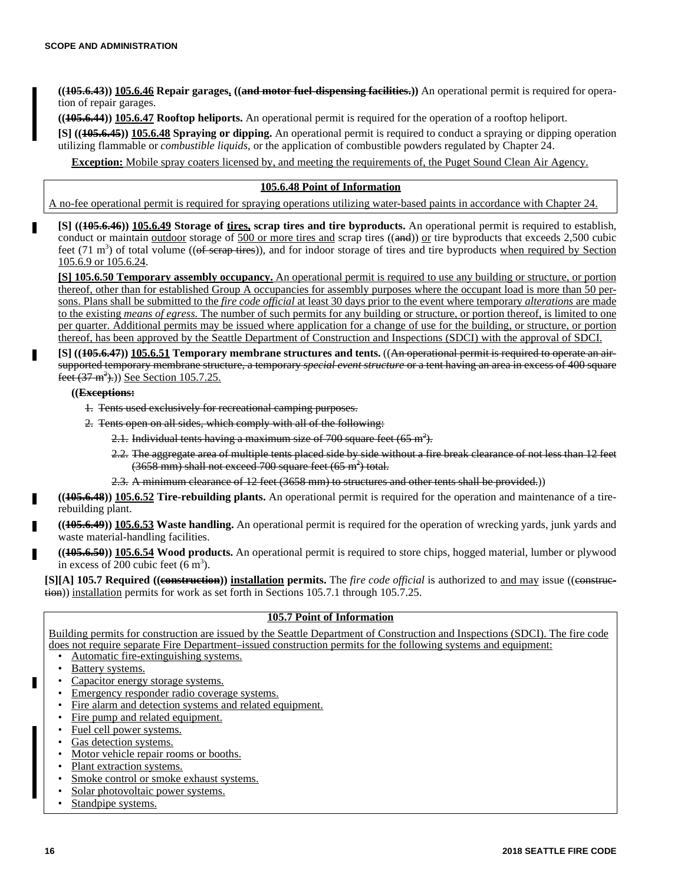**((105.6.43)) 105.6.46 Repair garages. ((and motor fuel-dispensing facilities.))** An operational permit is required for operation of repair garages.

**((105.6.44)) 105.6.47 Rooftop heliports.** An operational permit is required for the operation of a rooftop heliport.

**[S] ((105.6.45)) 105.6.48 Spraying or dipping.** An operational permit is required to conduct a spraying or dipping operation utilizing flammable or *combustible liquids*, or the application of combustible powders regulated by Chapter 24.

**Exception:** Mobile spray coaters licensed by, and meeting the requirements of, the Puget Sound Clean Air Agency.

> **105.6.48 Point of Information**
>
> A no-fee operational permit is required for spraying operations utilizing water-based paints in accordance with Chapter 24.

**[S] ((105.6.46)) 105.6.49 Storage of tires, scrap tires and tire byproducts.** An operational permit is required to establish, conduct or maintain outdoor storage of 500 or more tires and scrap tires ((and)) or tire byproducts that exceeds 2,500 cubic feet (71 $m^3$) of total volume ((of scrap tires)), and for indoor storage of tires and tire byproducts when required by Section 105.6.9 or 105.6.24.

**[S] 105.6.50 Temporary assembly occupancy.** An operational permit is required to use any building or structure, or portion thereof, other than for established Group A occupancies for assembly purposes where the occupant load is more than 50 persons. Plans shall be submitted to the *fire code official* at least 30 days prior to the event where temporary *alterations* are made to the existing *means of egress.* The number of such permits for any building or structure, or portion thereof, is limited to one per quarter. Additional permits may be issued where application for a change of use for the building, or structure, or portion thereof, has been approved by the Seattle Department of Construction and Inspections (SDCI) with the approval of SDCI.

**[S] ((105.6.47)) 105.6.51 Temporary membrane structures and tents.** ((An operational permit is required to operate an air-supported temporary membrane structure, a temporary *special event structure* or a tent having an area in excess of 400 square feet (37 $m^2$).)) See Section 105.7.25.

**((Exceptions:**

1. Tents used exclusively for recreational camping purposes.
2. Tents open on all sides, which comply with all of the following:
   - 2.1. Individual tents having a maximum size of 700 square feet (65 $m^2$).
   - 2.2. The aggregate area of multiple tents placed side by side without a fire break clearance of not less than 12 feet (3658 mm) shall not exceed 700 square feet (65 $m^2$) total.
   - 2.3. A minimum clearance of 12 feet (3658 mm) to structures and other tents shall be provided.))

**((105.6.48)) 105.6.52 Tire-rebuilding plants.** An operational permit is required for the operation and maintenance of a tire-rebuilding plant.

**((105.6.49)) 105.6.53 Waste handling.** An operational permit is required for the operation of wrecking yards, junk yards and waste material-handling facilities.

**((105.6.50)) 105.6.54 Wood products.** An operational permit is required to store chips, hogged material, lumber or plywood in excess of 200 cubic feet (6 $m^3$).

**[S][A] 105.7 Required ((construction)) installation permits.** The *fire code official* is authorized to and may issue ((construction)) installation permits for work as set forth in Sections 105.7.1 through 105.7.25.

> **105.7 Point of Information**
>
> Building permits for construction are issued by the Seattle Department of Construction and Inspections (SDCI). The fire code does not require separate Fire Department–issued construction permits for the following systems and equipment:
>
> - Automatic fire-extinguishing systems.
> - Battery systems.
> - Capacitor energy storage systems.
> - Emergency responder radio coverage systems.
> - Fire alarm and detection systems and related equipment.
> - Fire pump and related equipment.
> - Fuel cell power systems.
> - Gas detection systems.
> - Motor vehicle repair rooms or booths.
> - Plant extraction systems.
> - Smoke control or smoke exhaust systems.
> - Solar photovoltaic power systems.
> - Standpipe systems.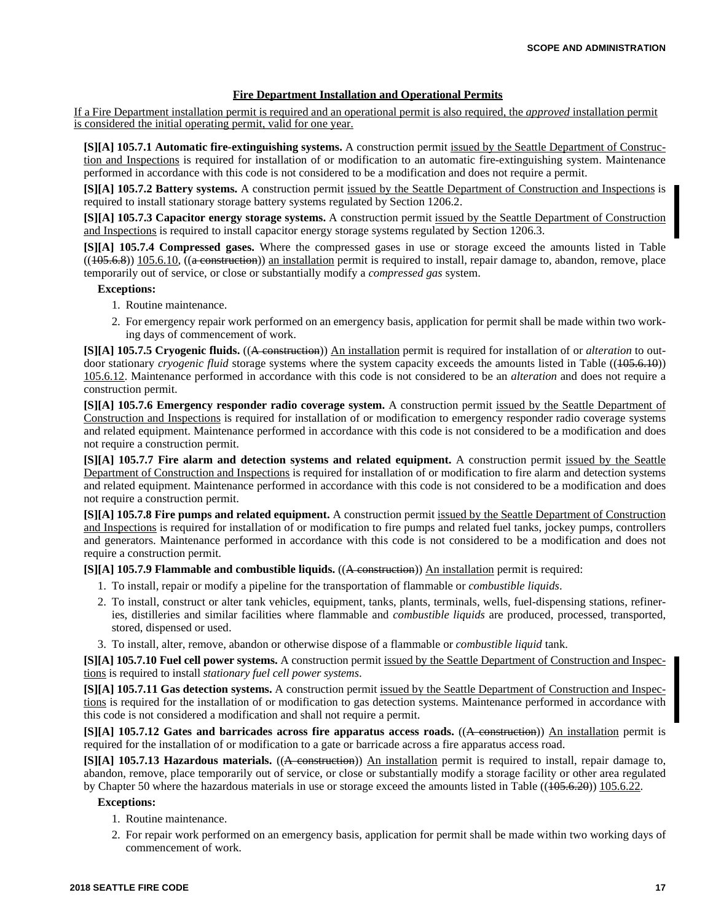### Fire Department Installation and Operational Permits

If a Fire Department installation permit is required and an operational permit is also required, the *approved* installation permit is considered the initial operating permit, valid for one year.

**[S][A] 105.7.1 Automatic fire-extinguishing systems.** A construction permit issued by the Seattle Department of Construction and Inspections is required for installation of or modification to an automatic fire-extinguishing system. Maintenance performed in accordance with this code is not considered to be a modification and does not require a permit.

**[S][A] 105.7.2 Battery systems.** A construction permit issued by the Seattle Department of Construction and Inspections is required to install stationary storage battery systems regulated by Section 1206.2.

**[S][A] 105.7.3 Capacitor energy storage systems.** A construction permit issued by the Seattle Department of Construction and Inspections is required to install capacitor energy storage systems regulated by Section 1206.3.

**[S][A] 105.7.4 Compressed gases.** Where the compressed gases in use or storage exceed the amounts listed in Table ((~~105.6.8~~)) 105.6.10, ((~~a construction~~)) an installation permit is required to install, repair damage to, abandon, remove, place temporarily out of service, or close or substantially modify a *compressed gas* system.

**Exceptions:**

1. Routine maintenance.
2. For emergency repair work performed on an emergency basis, application for permit shall be made within two working days of commencement of work.

**[S][A] 105.7.5 Cryogenic fluids.** ((~~A construction~~)) An installation permit is required for installation of or *alteration* to outdoor stationary *cryogenic fluid* storage systems where the system capacity exceeds the amounts listed in Table ((~~105.6.10~~)) 105.6.12. Maintenance performed in accordance with this code is not considered to be an *alteration* and does not require a construction permit.

**[S][A] 105.7.6 Emergency responder radio coverage system.** A construction permit issued by the Seattle Department of Construction and Inspections is required for installation of or modification to emergency responder radio coverage systems and related equipment. Maintenance performed in accordance with this code is not considered to be a modification and does not require a construction permit.

**[S][A] 105.7.7 Fire alarm and detection systems and related equipment.** A construction permit issued by the Seattle Department of Construction and Inspections is required for installation of or modification to fire alarm and detection systems and related equipment. Maintenance performed in accordance with this code is not considered to be a modification and does not require a construction permit.

**[S][A] 105.7.8 Fire pumps and related equipment.** A construction permit issued by the Seattle Department of Construction and Inspections is required for installation of or modification to fire pumps and related fuel tanks, jockey pumps, controllers and generators. Maintenance performed in accordance with this code is not considered to be a modification and does not require a construction permit.

**[S][A] 105.7.9 Flammable and combustible liquids.** ((~~A construction~~)) An installation permit is required:

1. To install, repair or modify a pipeline for the transportation of flammable or *combustible liquids*.
2. To install, construct or alter tank vehicles, equipment, tanks, plants, terminals, wells, fuel-dispensing stations, refineries, distilleries and similar facilities where flammable and *combustible liquids* are produced, processed, transported, stored, dispensed or used.
3. To install, alter, remove, abandon or otherwise dispose of a flammable or *combustible liquid* tank.

**[S][A] 105.7.10 Fuel cell power systems.** A construction permit issued by the Seattle Department of Construction and Inspections is required to install *stationary fuel cell power systems*.

**[S][A] 105.7.11 Gas detection systems.** A construction permit issued by the Seattle Department of Construction and Inspections is required for the installation of or modification to gas detection systems. Maintenance performed in accordance with this code is not considered a modification and shall not require a permit.

**[S][A] 105.7.12 Gates and barricades across fire apparatus access roads.** ((~~A construction~~)) An installation permit is required for the installation of or modification to a gate or barricade across a fire apparatus access road.

**[S][A] 105.7.13 Hazardous materials.** ((~~A construction~~)) An installation permit is required to install, repair damage to, abandon, remove, place temporarily out of service, or close or substantially modify a storage facility or other area regulated by Chapter 50 where the hazardous materials in use or storage exceed the amounts listed in Table ((~~105.6.20~~)) 105.6.22.

**Exceptions:**

1. Routine maintenance.
2. For repair work performed on an emergency basis, application for permit shall be made within two working days of commencement of work.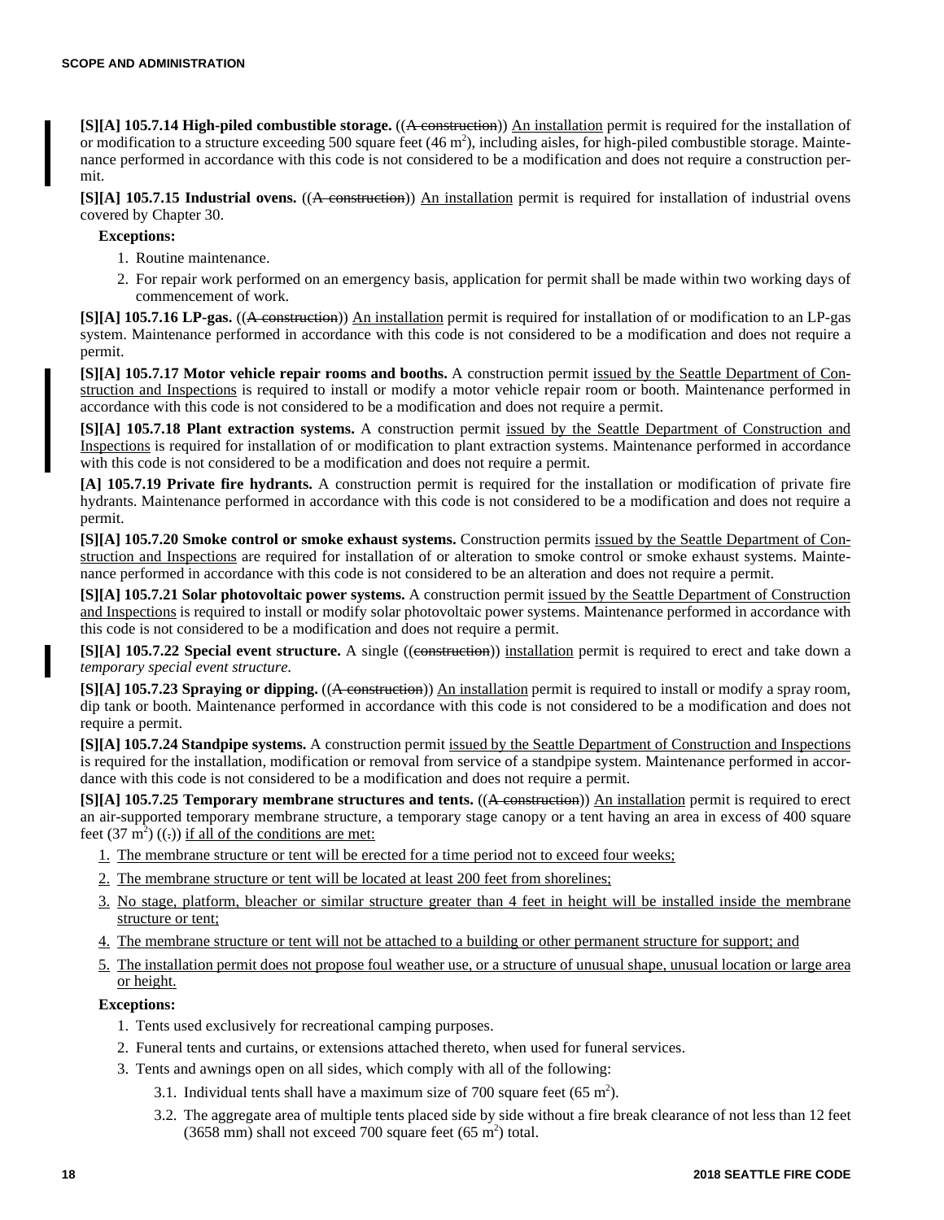**[S][A] 105.7.14 High-piled combustible storage.** ((~~A construction~~)) An installation permit is required for the installation of or modification to a structure exceeding 500 square feet (46 $m^2$), including aisles, for high-piled combustible storage. Maintenance performed in accordance with this code is not considered to be a modification and does not require a construction permit.

**[S][A] 105.7.15 Industrial ovens.** ((~~A construction~~)) An installation permit is required for installation of industrial ovens covered by Chapter 30.

**Exceptions:**

1. Routine maintenance.
2. For repair work performed on an emergency basis, application for permit shall be made within two working days of commencement of work.

**[S][A] 105.7.16 LP-gas.** ((~~A construction~~)) An installation permit is required for installation of or modification to an LP-gas system. Maintenance performed in accordance with this code is not considered to be a modification and does not require a permit.

**[S][A] 105.7.17 Motor vehicle repair rooms and booths.** A construction permit issued by the Seattle Department of Construction and Inspections is required to install or modify a motor vehicle repair room or booth. Maintenance performed in accordance with this code is not considered to be a modification and does not require a permit.

**[S][A] 105.7.18 Plant extraction systems.** A construction permit issued by the Seattle Department of Construction and Inspections is required for installation of or modification to plant extraction systems. Maintenance performed in accordance with this code is not considered to be a modification and does not require a permit.

**[A] 105.7.19 Private fire hydrants.** A construction permit is required for the installation or modification of private fire hydrants. Maintenance performed in accordance with this code is not considered to be a modification and does not require a permit.

**[S][A] 105.7.20 Smoke control or smoke exhaust systems.** Construction permits issued by the Seattle Department of Construction and Inspections are required for installation of or alteration to smoke control or smoke exhaust systems. Maintenance performed in accordance with this code is not considered to be an alteration and does not require a permit.

**[S][A] 105.7.21 Solar photovoltaic power systems.** A construction permit issued by the Seattle Department of Construction and Inspections is required to install or modify solar photovoltaic power systems. Maintenance performed in accordance with this code is not considered to be a modification and does not require a permit.

**[S][A] 105.7.22 Special event structure.** A single ((~~construction~~)) installation permit is required to erect and take down a *temporary special event structure.*

**[S][A] 105.7.23 Spraying or dipping.** ((~~A construction~~)) An installation permit is required to install or modify a spray room, dip tank or booth. Maintenance performed in accordance with this code is not considered to be a modification and does not require a permit.

**[S][A] 105.7.24 Standpipe systems.** A construction permit issued by the Seattle Department of Construction and Inspections is required for the installation, modification or removal from service of a standpipe system. Maintenance performed in accordance with this code is not considered to be a modification and does not require a permit.

**[S][A] 105.7.25 Temporary membrane structures and tents.** ((~~A construction~~)) An installation permit is required to erect an air-supported temporary membrane structure, a temporary stage canopy or a tent having an area in excess of 400 square feet (37 $m^2$) ((~~.~~)) if all of the conditions are met:

1. The membrane structure or tent will be erected for a time period not to exceed four weeks;
2. The membrane structure or tent will be located at least 200 feet from shorelines;
3. No stage, platform, bleacher or similar structure greater than 4 feet in height will be installed inside the membrane structure or tent;
4. The membrane structure or tent will not be attached to a building or other permanent structure for support; and
5. The installation permit does not propose foul weather use, or a structure of unusual shape, unusual location or large area or height.

**Exceptions:**

1. Tents used exclusively for recreational camping purposes.
2. Funeral tents and curtains, or extensions attached thereto, when used for funeral services.
3. Tents and awnings open on all sides, which comply with all of the following:
   - 3.1. Individual tents shall have a maximum size of 700 square feet (65 $m^2$).
   - 3.2. The aggregate area of multiple tents placed side by side without a fire break clearance of not less than 12 feet (3658 mm) shall not exceed 700 square feet (65 $m^2$) total.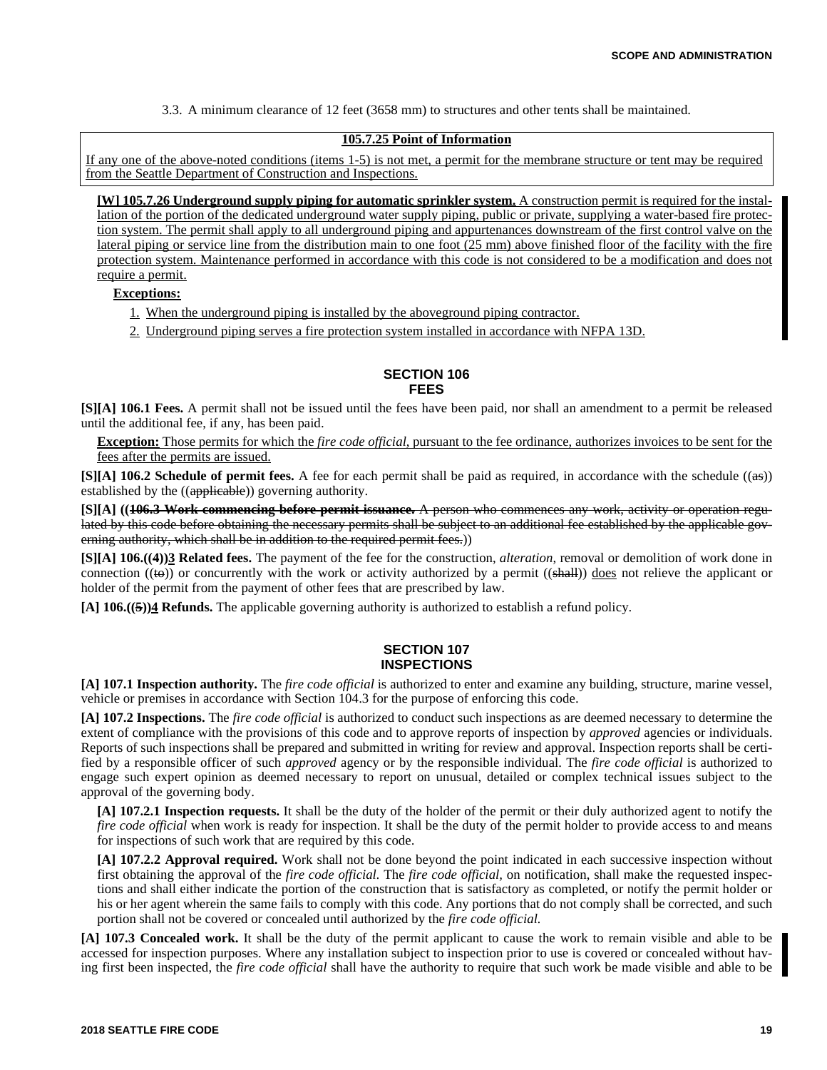3.3. A minimum clearance of 12 feet (3658 mm) to structures and other tents shall be maintained.

**105.7.25 Point of Information**

If any one of the above-noted conditions (items 1-5) is not met, a permit for the membrane structure or tent may be required from the Seattle Department of Construction and Inspections.

**[W] 105.7.26 Underground supply piping for automatic sprinkler system.** A construction permit is required for the installation of the portion of the dedicated underground water supply piping, public or private, supplying a water-based fire protection system. The permit shall apply to all underground piping and appurtenances downstream of the first control valve on the lateral piping or service line from the distribution main to one foot (25 mm) above finished floor of the facility with the fire protection system. Maintenance performed in accordance with this code is not considered to be a modification and does not require a permit.

**Exceptions:**

1. When the underground piping is installed by the aboveground piping contractor.
2. Underground piping serves a fire protection system installed in accordance with NFPA 13D.

## SECTION 106 FEES

**[S][A] 106.1 Fees.** A permit shall not be issued until the fees have been paid, nor shall an amendment to a permit be released until the additional fee, if any, has been paid.

**Exception:** Those permits for which the *fire code official*, pursuant to the fee ordinance, authorizes invoices to be sent for the fees after the permits are issued.

**[S][A] 106.2 Schedule of permit fees.** A fee for each permit shall be paid as required, in accordance with the schedule ((as)) established by the ((applicable)) governing authority.

**[S][A] ((106.3 Work commencing before permit issuance.** A person who commences any work, activity or operation regulated by this code before obtaining the necessary permits shall be subject to an additional fee established by the applicable governing authority, which shall be in addition to the required permit fees.))

**[S][A] 106.((4))3 Related fees.** The payment of the fee for the construction, *alteration*, removal or demolition of work done in connection ((to)) or concurrently with the work or activity authorized by a permit ((shall)) does not relieve the applicant or holder of the permit from the payment of other fees that are prescribed by law.

**[A] 106.((5))4 Refunds.** The applicable governing authority is authorized to establish a refund policy.

## SECTION 107 INSPECTIONS

**[A] 107.1 Inspection authority.** The *fire code official* is authorized to enter and examine any building, structure, marine vessel, vehicle or premises in accordance with Section 104.3 for the purpose of enforcing this code.

**[A] 107.2 Inspections.** The *fire code official* is authorized to conduct such inspections as are deemed necessary to determine the extent of compliance with the provisions of this code and to approve reports of inspection by *approved* agencies or individuals. Reports of such inspections shall be prepared and submitted in writing for review and approval. Inspection reports shall be certified by a responsible officer of such *approved* agency or by the responsible individual. The *fire code official* is authorized to engage such expert opinion as deemed necessary to report on unusual, detailed or complex technical issues subject to the approval of the governing body.

**[A] 107.2.1 Inspection requests.** It shall be the duty of the holder of the permit or their duly authorized agent to notify the *fire code official* when work is ready for inspection. It shall be the duty of the permit holder to provide access to and means for inspections of such work that are required by this code.

**[A] 107.2.2 Approval required.** Work shall not be done beyond the point indicated in each successive inspection without first obtaining the approval of the *fire code official*. The *fire code official*, on notification, shall make the requested inspections and shall either indicate the portion of the construction that is satisfactory as completed, or notify the permit holder or his or her agent wherein the same fails to comply with this code. Any portions that do not comply shall be corrected, and such portion shall not be covered or concealed until authorized by the *fire code official*.

**[A] 107.3 Concealed work.** It shall be the duty of the permit applicant to cause the work to remain visible and able to be accessed for inspection purposes. Where any installation subject to inspection prior to use is covered or concealed without having first been inspected, the *fire code official* shall have the authority to require that such work be made visible and able to be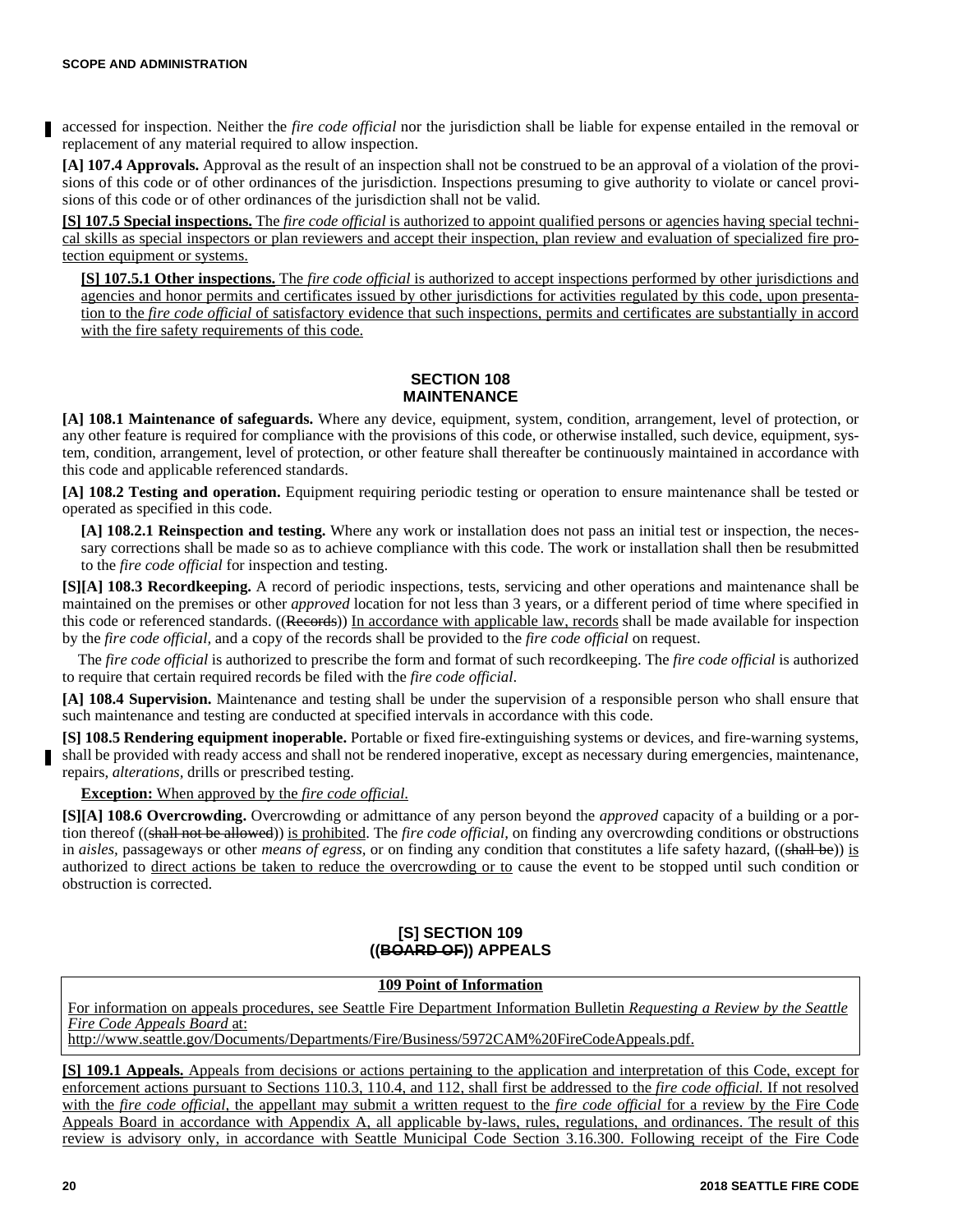accessed for inspection. Neither the *fire code official* nor the jurisdiction shall be liable for expense entailed in the removal or replacement of any material required to allow inspection.

**[A] 107.4 Approvals.** Approval as the result of an inspection shall not be construed to be an approval of a violation of the provisions of this code or of other ordinances of the jurisdiction. Inspections presuming to give authority to violate or cancel provisions of this code or of other ordinances of the jurisdiction shall not be valid.

**[S] 107.5 Special inspections.** The *fire code official* is authorized to appoint qualified persons or agencies having special technical skills as special inspectors or plan reviewers and accept their inspection, plan review and evaluation of specialized fire protection equipment or systems.

**[S] 107.5.1 Other inspections.** The *fire code official* is authorized to accept inspections performed by other jurisdictions and agencies and honor permits and certificates issued by other jurisdictions for activities regulated by this code, upon presentation to the *fire code official* of satisfactory evidence that such inspections, permits and certificates are substantially in accord with the fire safety requirements of this code.

## SECTION 108 MAINTENANCE

**[A] 108.1 Maintenance of safeguards.** Where any device, equipment, system, condition, arrangement, level of protection, or any other feature is required for compliance with the provisions of this code, or otherwise installed, such device, equipment, system, condition, arrangement, level of protection, or other feature shall thereafter be continuously maintained in accordance with this code and applicable referenced standards.

**[A] 108.2 Testing and operation.** Equipment requiring periodic testing or operation to ensure maintenance shall be tested or operated as specified in this code.

**[A] 108.2.1 Reinspection and testing.** Where any work or installation does not pass an initial test or inspection, the necessary corrections shall be made so as to achieve compliance with this code. The work or installation shall then be resubmitted to the *fire code official* for inspection and testing.

**[S][A] 108.3 Recordkeeping.** A record of periodic inspections, tests, servicing and other operations and maintenance shall be maintained on the premises or other *approved* location for not less than 3 years, or a different period of time where specified in this code or referenced standards. ((~~Records~~)) In accordance with applicable law, records shall be made available for inspection by the *fire code official,* and a copy of the records shall be provided to the *fire code official* on request.

The *fire code official* is authorized to prescribe the form and format of such recordkeeping. The *fire code official* is authorized to require that certain required records be filed with the *fire code official*.

**[A] 108.4 Supervision.** Maintenance and testing shall be under the supervision of a responsible person who shall ensure that such maintenance and testing are conducted at specified intervals in accordance with this code.

**[S] 108.5 Rendering equipment inoperable.** Portable or fixed fire-extinguishing systems or devices, and fire-warning systems, shall be provided with ready access and shall not be rendered inoperative, except as necessary during emergencies, maintenance, repairs, *alterations*, drills or prescribed testing.

**Exception:** When approved by the *fire code official.*

**[S][A] 108.6 Overcrowding.** Overcrowding or admittance of any person beyond the *approved* capacity of a building or a portion thereof ((~~shall not be allowed~~)) is prohibited. The *fire code official,* on finding any overcrowding conditions or obstructions in *aisles,* passageways or other *means of egress*, or on finding any condition that constitutes a life safety hazard, ((~~shall be~~)) is authorized to direct actions be taken to reduce the overcrowding or to cause the event to be stopped until such condition or obstruction is corrected.

## [S] SECTION 109 ((~~BOARD OF~~)) APPEALS

**109 Point of Information**

For information on appeals procedures, see Seattle Fire Department Information Bulletin *Requesting a Review by the Seattle Fire Code Appeals Board* at:
http://www.seattle.gov/Documents/Departments/Fire/Business/5972CAM%20FireCodeAppeals.pdf.

**[S] 109.1 Appeals.** Appeals from decisions or actions pertaining to the application and interpretation of this Code, except for enforcement actions pursuant to Sections 110.3, 110.4, and 112, shall first be addressed to the *fire code official.* If not resolved with the *fire code official*, the appellant may submit a written request to the *fire code official* for a review by the Fire Code Appeals Board in accordance with Appendix A, all applicable by-laws, rules, regulations, and ordinances. The result of this review is advisory only, in accordance with Seattle Municipal Code Section 3.16.300. Following receipt of the Fire Code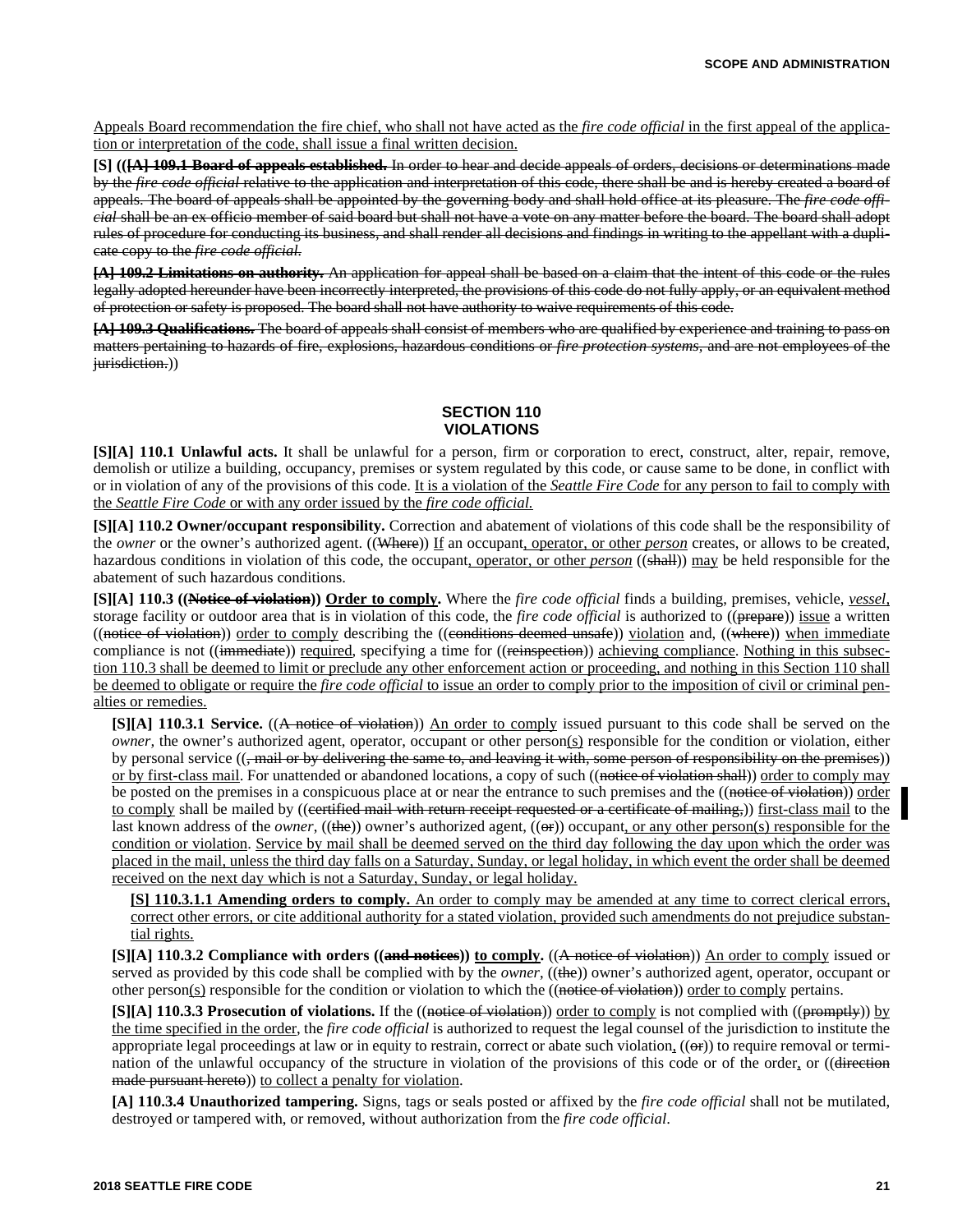<u>Appeals Board recommendation the fire chief, who shall not have acted as the *fire code official* in the first appeal of the application or interpretation of the code, shall issue a final written decision.</u>

**[S] ((~~[A] 109.1 Board of appeals established.~~** ~~In order to hear and decide appeals of orders, decisions or determinations made by the *fire code official* relative to the application and interpretation of this code, there shall be and is hereby created a board of appeals. The board of appeals shall be appointed by the governing body and shall hold office at its pleasure. The *fire code official* shall be an ex officio member of said board but shall not have a vote on any matter before the board. The board shall adopt rules of procedure for conducting its business, and shall render all decisions and findings in writing to the appellant with a duplicate copy to the *fire code official*.~~

~~**[A] 109.2 Limitations on authority.** An application for appeal shall be based on a claim that the intent of this code or the rules legally adopted hereunder have been incorrectly interpreted, the provisions of this code do not fully apply, or an equivalent method of protection or safety is proposed. The board shall not have authority to waive requirements of this code.~~

~~**[A] 109.3 Qualifications.** The board of appeals shall consist of members who are qualified by experience and training to pass on matters pertaining to hazards of fire, explosions, hazardous conditions or *fire protection systems*, and are not employees of the jurisdiction.~~))

## SECTION 110
## VIOLATIONS

**[S][A] 110.1 Unlawful acts.** It shall be unlawful for a person, firm or corporation to erect, construct, alter, repair, remove, demolish or utilize a building, occupancy, premises or system regulated by this code, or cause same to be done, in conflict with or in violation of any of the provisions of this code. <u>It is a violation of the *Seattle Fire Code* for any person to fail to comply with the *Seattle Fire Code* or with any order issued by the *fire code official*.</u>

**[S][A] 110.2 Owner/occupant responsibility.** Correction and abatement of violations of this code shall be the responsibility of the *owner* or the owner's authorized agent. ((~~Where~~)) <u>If</u> an occupant<u>, operator, or other *person*</u> creates, or allows to be created, hazardous conditions in violation of this code, the occupant<u>, operator, or other *person*</u> ((~~shall~~)) <u>may</u> be held responsible for the abatement of such hazardous conditions.

**[S][A] 110.3 ((~~Notice of violation~~)) <u>Order to comply</u>.** Where the *fire code official* finds a building, premises, vehicle, <u>*vessel*</u>, storage facility or outdoor area that is in violation of this code, the *fire code official* is authorized to ((~~prepare~~)) <u>issue</u> a written ((~~notice of violation~~)) <u>order to comply</u> describing the ((~~conditions deemed unsafe~~)) <u>violation</u> and, ((~~where~~)) <u>when immediate</u> compliance is not ((~~immediate~~)) <u>required</u>, specifying a time for ((~~reinspection~~)) <u>achieving compliance</u>. <u>Nothing in this subsection 110.3 shall be deemed to limit or preclude any other enforcement action or proceeding, and nothing in this Section 110 shall be deemed to obligate or require the *fire code official* to issue an order to comply prior to the imposition of civil or criminal penalties or remedies.</u>

**[S][A] 110.3.1 Service.** ((~~A notice of violation~~)) <u>An order to comply</u> issued pursuant to this code shall be served on the *owner*, the owner's authorized agent, operator, occupant or other person<u>(s)</u> responsible for the condition or violation, either by personal service ((~~, mail or by delivering the same to, and leaving it with, some person of responsibility on the premises~~)) <u>or by first-class mail</u>. For unattended or abandoned locations, a copy of such ((~~notice of violation shall~~)) <u>order to comply may</u> be posted on the premises in a conspicuous place at or near the entrance to such premises and the ((~~notice of violation~~)) <u>order to comply</u> shall be mailed by ((~~certified mail with return receipt requested or a certificate of mailing,~~)) <u>first-class mail</u> to the last known address of the *owner*, ((~~the~~)) owner's authorized agent, ((~~or~~)) occupant<u>, or any other person(s) responsible for the condition or violation</u>. <u>Service by mail shall be deemed served on the third day following the day upon which the order was placed in the mail, unless the third day falls on a Saturday, Sunday, or legal holiday, in which event the order shall be deemed received on the next day which is not a Saturday, Sunday, or legal holiday.</u>

<u>**[S] 110.3.1.1 Amending orders to comply.** An order to comply may be amended at any time to correct clerical errors, correct other errors, or cite additional authority for a stated violation, provided such amendments do not prejudice substantial rights.</u>

**[S][A] 110.3.2 Compliance with orders ((~~and notices~~)) <u>to comply</u>.** ((~~A notice of violation~~)) <u>An order to comply</u> issued or served as provided by this code shall be complied with by the *owner*, ((~~the~~)) owner's authorized agent, operator, occupant or other person<u>(s)</u> responsible for the condition or violation to which the ((~~notice of violation~~)) <u>order to comply</u> pertains.

**[S][A] 110.3.3 Prosecution of violations.** If the ((~~notice of violation~~)) <u>order to comply</u> is not complied with ((~~promptly~~)) <u>by the time specified in the order</u>, the *fire code official* is authorized to request the legal counsel of the jurisdiction to institute the appropriate legal proceedings at law or in equity to restrain, correct or abate such violation<u>,</u> ((~~or~~)) to require removal or termination of the unlawful occupancy of the structure in violation of the provisions of this code or of the order<u>,</u> or ((~~direction made pursuant hereto~~)) <u>to collect a penalty for violation</u>.

**[A] 110.3.4 Unauthorized tampering.** Signs, tags or seals posted or affixed by the *fire code official* shall not be mutilated, destroyed or tampered with, or removed, without authorization from the *fire code official*.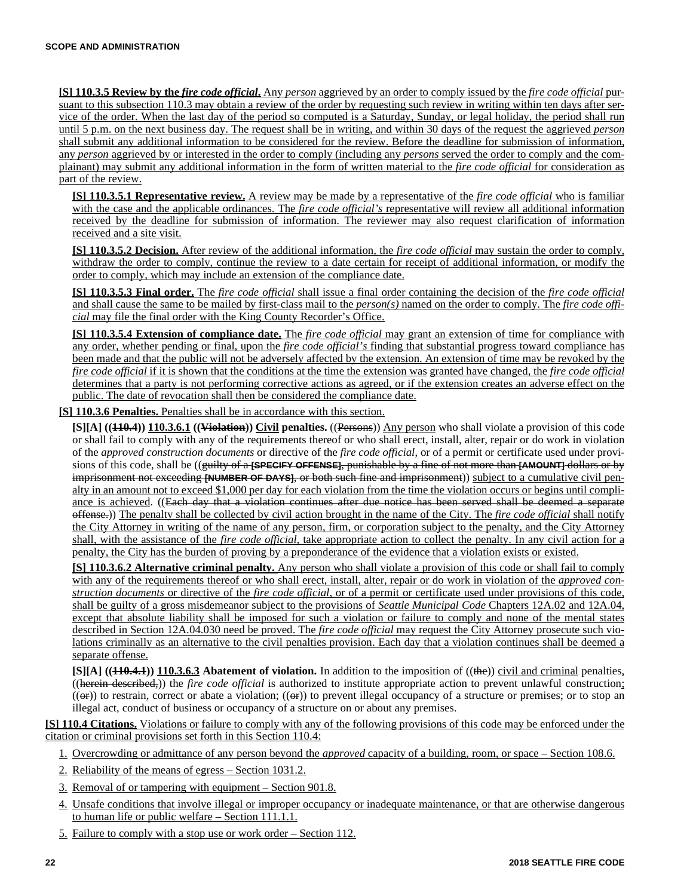**[S] 110.3.5 Review by the *fire code official*.** Any *person* aggrieved by an order to comply issued by the *fire code official* pursuant to this subsection 110.3 may obtain a review of the order by requesting such review in writing within ten days after service of the order. When the last day of the period so computed is a Saturday, Sunday, or legal holiday, the period shall run until 5 p.m. on the next business day. The request shall be in writing, and within 30 days of the request the aggrieved *person* shall submit any additional information to be considered for the review. Before the deadline for submission of information, any *person* aggrieved by or interested in the order to comply (including any *persons* served the order to comply and the complainant) may submit any additional information in the form of written material to the *fire code official* for consideration as part of the review.

**[S] 110.3.5.1 Representative review.** A review may be made by a representative of the *fire code official* who is familiar with the case and the applicable ordinances. The *fire code official's* representative will review all additional information received by the deadline for submission of information. The reviewer may also request clarification of information received and a site visit.

**[S] 110.3.5.2 Decision.** After review of the additional information, the *fire code official* may sustain the order to comply, withdraw the order to comply, continue the review to a date certain for receipt of additional information, or modify the order to comply, which may include an extension of the compliance date.

**[S] 110.3.5.3 Final order.** The *fire code official* shall issue a final order containing the decision of the *fire code official* and shall cause the same to be mailed by first-class mail to the *person(s)* named on the order to comply. The *fire code official* may file the final order with the King County Recorder's Office.

**[S] 110.3.5.4 Extension of compliance date.** The *fire code official* may grant an extension of time for compliance with any order, whether pending or final, upon the *fire code official's* finding that substantial progress toward compliance has been made and that the public will not be adversely affected by the extension. An extension of time may be revoked by the *fire code official* if it is shown that the conditions at the time the extension was granted have changed, the *fire code official* determines that a party is not performing corrective actions as agreed, or if the extension creates an adverse effect on the public. The date of revocation shall then be considered the compliance date.

**[S] 110.3.6 Penalties.** Penalties shall be in accordance with this section.

**[S][A] ((~~110.4~~)) 110.3.6.1 ((~~Violation~~)) Civil penalties.** ((~~Persons~~)) Any person who shall violate a provision of this code or shall fail to comply with any of the requirements thereof or who shall erect, install, alter, repair or do work in violation of the *approved construction documents* or directive of the *fire code official*, or of a permit or certificate used under provisions of this code, shall be ((~~guilty of a [SPECIFY OFFENSE], punishable by a fine of not more than [AMOUNT] dollars or by imprisonment not exceeding [NUMBER OF DAYS], or both such fine and imprisonment~~)) subject to a cumulative civil penalty in an amount not to exceed $1,000 per day for each violation from the time the violation occurs or begins until compliance is achieved. ((~~Each day that a violation continues after due notice has been served shall be deemed a separate offense.~~)) The penalty shall be collected by civil action brought in the name of the City. The *fire code official* shall notify the City Attorney in writing of the name of any person, firm, or corporation subject to the penalty, and the City Attorney shall, with the assistance of the *fire code official*, take appropriate action to collect the penalty. In any civil action for a penalty, the City has the burden of proving by a preponderance of the evidence that a violation exists or existed.

**[S] 110.3.6.2 Alternative criminal penalty.** Any person who shall violate a provision of this code or shall fail to comply with any of the requirements thereof or who shall erect, install, alter, repair or do work in violation of the *approved construction documents* or directive of the *fire code official*, or of a permit or certificate used under provisions of this code, shall be guilty of a gross misdemeanor subject to the provisions of *Seattle Municipal Code* Chapters 12A.02 and 12A.04, except that absolute liability shall be imposed for such a violation or failure to comply and none of the mental states described in Section 12A.04.030 need be proved. The *fire code official* may request the City Attorney prosecute such violations criminally as an alternative to the civil penalties provision. Each day that a violation continues shall be deemed a separate offense.

**[S][A] ((~~110.4.1~~)) 110.3.6.3 Abatement of violation.** In addition to the imposition of ((~~the~~)) civil and criminal penalties, ((~~herein described,~~)) the *fire code official* is authorized to institute appropriate action to prevent unlawful construction; ((~~or~~)) to restrain, correct or abate a violation; ((~~or~~)) to prevent illegal occupancy of a structure or premises; or to stop an illegal act, conduct of business or occupancy of a structure on or about any premises.

**[S] 110.4 Citations.** Violations or failure to comply with any of the following provisions of this code may be enforced under the citation or criminal provisions set forth in this Section 110.4:

1. Overcrowding or admittance of any person beyond the *approved* capacity of a building, room, or space – Section 108.6.
2. Reliability of the means of egress – Section 1031.2.
3. Removal of or tampering with equipment – Section 901.8.
4. Unsafe conditions that involve illegal or improper occupancy or inadequate maintenance, or that are otherwise dangerous to human life or public welfare – Section 111.1.1.
5. Failure to comply with a stop use or work order – Section 112.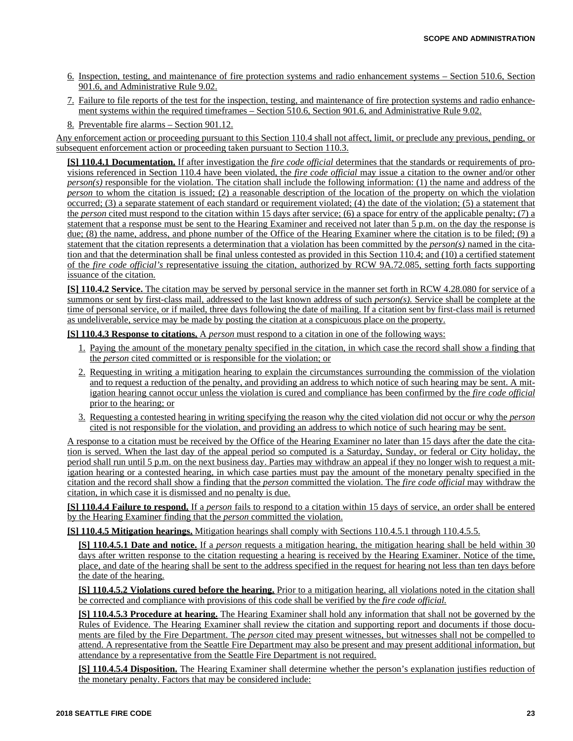6. Inspection, testing, and maintenance of fire protection systems and radio enhancement systems – Section 510.6, Section 901.6, and Administrative Rule 9.02.
7. Failure to file reports of the test for the inspection, testing, and maintenance of fire protection systems and radio enhancement systems within the required timeframes – Section 510.6, Section 901.6, and Administrative Rule 9.02.
8. Preventable fire alarms – Section 901.12.

Any enforcement action or proceeding pursuant to this Section 110.4 shall not affect, limit, or preclude any previous, pending, or subsequent enforcement action or proceeding taken pursuant to Section 110.3.

**[S] 110.4.1 Documentation.** If after investigation the *fire code official* determines that the standards or requirements of provisions referenced in Section 110.4 have been violated, the *fire code official* may issue a citation to the owner and/or other *person(s)* responsible for the violation. The citation shall include the following information: (1) the name and address of the *person* to whom the citation is issued; (2) a reasonable description of the location of the property on which the violation occurred; (3) a separate statement of each standard or requirement violated; (4) the date of the violation; (5) a statement that the *person* cited must respond to the citation within 15 days after service; (6) a space for entry of the applicable penalty; (7) a statement that a response must be sent to the Hearing Examiner and received not later than 5 p.m. on the day the response is due; (8) the name, address, and phone number of the Office of the Hearing Examiner where the citation is to be filed; (9) a statement that the citation represents a determination that a violation has been committed by the *person(s)* named in the citation and that the determination shall be final unless contested as provided in this Section 110.4; and (10) a certified statement of the *fire code official's* representative issuing the citation, authorized by RCW 9A.72.085, setting forth facts supporting issuance of the citation.

**[S] 110.4.2 Service.** The citation may be served by personal service in the manner set forth in RCW 4.28.080 for service of a summons or sent by first-class mail, addressed to the last known address of such *person(s).* Service shall be complete at the time of personal service, or if mailed, three days following the date of mailing. If a citation sent by first-class mail is returned as undeliverable, service may be made by posting the citation at a conspicuous place on the property.

**[S] 110.4.3 Response to citations.** A *person* must respond to a citation in one of the following ways:

1. Paying the amount of the monetary penalty specified in the citation, in which case the record shall show a finding that the *person* cited committed or is responsible for the violation; or
2. Requesting in writing a mitigation hearing to explain the circumstances surrounding the commission of the violation and to request a reduction of the penalty, and providing an address to which notice of such hearing may be sent. A mitigation hearing cannot occur unless the violation is cured and compliance has been confirmed by the *fire code official* prior to the hearing; or
3. Requesting a contested hearing in writing specifying the reason why the cited violation did not occur or why the *person* cited is not responsible for the violation, and providing an address to which notice of such hearing may be sent.

A response to a citation must be received by the Office of the Hearing Examiner no later than 15 days after the date the citation is served. When the last day of the appeal period so computed is a Saturday, Sunday, or federal or City holiday, the period shall run until 5 p.m. on the next business day. Parties may withdraw an appeal if they no longer wish to request a mitigation hearing or a contested hearing, in which case parties must pay the amount of the monetary penalty specified in the citation and the record shall show a finding that the *person* committed the violation. The *fire code official* may withdraw the citation, in which case it is dismissed and no penalty is due.

**[S] 110.4.4 Failure to respond.** If a *person* fails to respond to a citation within 15 days of service, an order shall be entered by the Hearing Examiner finding that the *person* committed the violation.

**[S] 110.4.5 Mitigation hearings.** Mitigation hearings shall comply with Sections 110.4.5.1 through 110.4.5.5.

**[S] 110.4.5.1 Date and notice.** If a *person* requests a mitigation hearing, the mitigation hearing shall be held within 30 days after written response to the citation requesting a hearing is received by the Hearing Examiner. Notice of the time, place, and date of the hearing shall be sent to the address specified in the request for hearing not less than ten days before the date of the hearing.

**[S] 110.4.5.2 Violations cured before the hearing.** Prior to a mitigation hearing, all violations noted in the citation shall be corrected and compliance with provisions of this code shall be verified by the *fire code official.*

**[S] 110.4.5.3 Procedure at hearing.** The Hearing Examiner shall hold any information that shall not be governed by the Rules of Evidence. The Hearing Examiner shall review the citation and supporting report and documents if those documents are filed by the Fire Department. The *person* cited may present witnesses, but witnesses shall not be compelled to attend. A representative from the Seattle Fire Department may also be present and may present additional information, but attendance by a representative from the Seattle Fire Department is not required.

**[S] 110.4.5.4 Disposition.** The Hearing Examiner shall determine whether the person's explanation justifies reduction of the monetary penalty. Factors that may be considered include: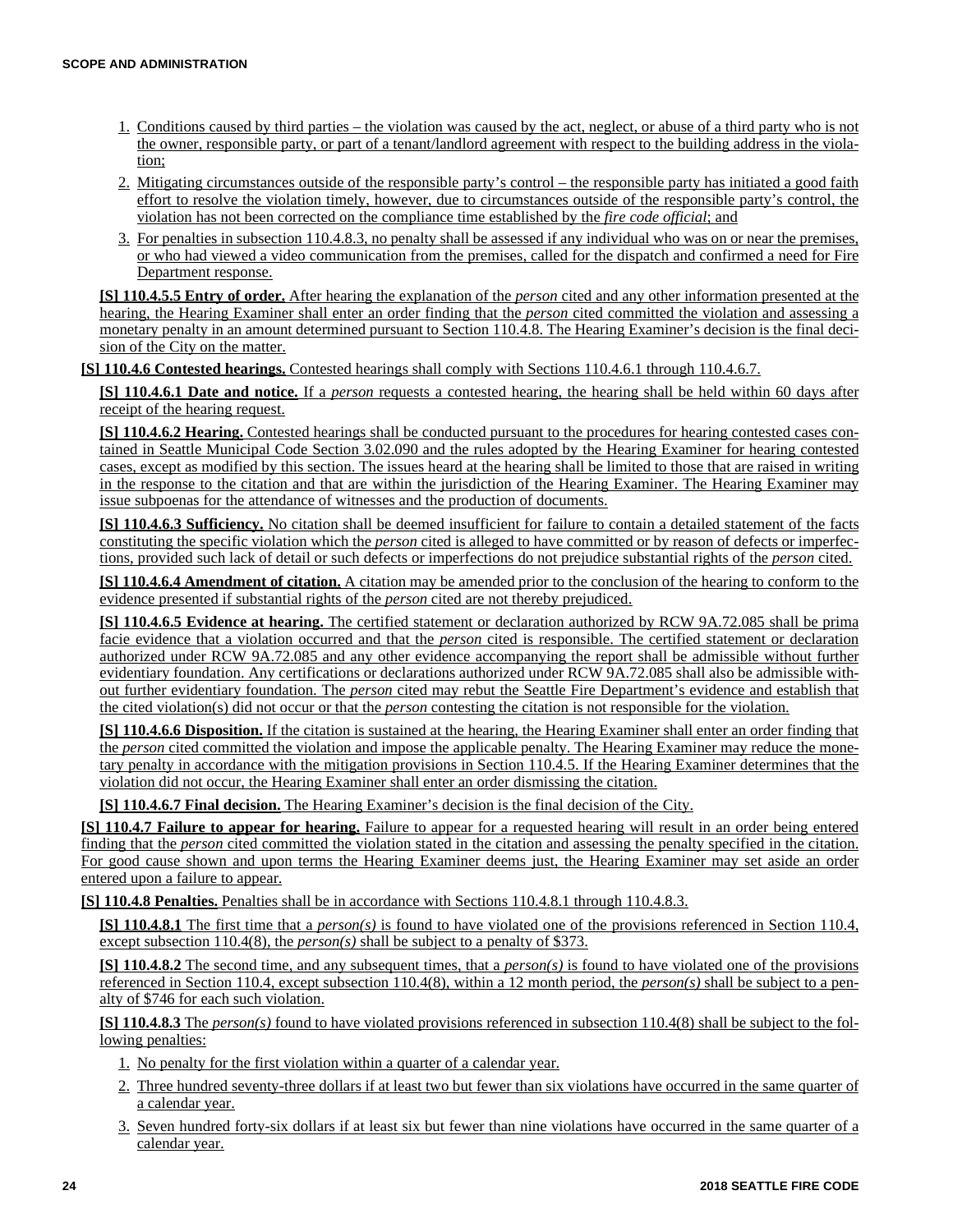1. Conditions caused by third parties – the violation was caused by the act, neglect, or abuse of a third party who is not the owner, responsible party, or part of a tenant/landlord agreement with respect to the building address in the violation;
2. Mitigating circumstances outside of the responsible party's control – the responsible party has initiated a good faith effort to resolve the violation timely, however, due to circumstances outside of the responsible party's control, the violation has not been corrected on the compliance time established by the *fire code official*; and
3. For penalties in subsection 110.4.8.3, no penalty shall be assessed if any individual who was on or near the premises, or who had viewed a video communication from the premises, called for the dispatch and confirmed a need for Fire Department response.

**[S] 110.4.5.5 Entry of order.** After hearing the explanation of the *person* cited and any other information presented at the hearing, the Hearing Examiner shall enter an order finding that the *person* cited committed the violation and assessing a monetary penalty in an amount determined pursuant to Section 110.4.8. The Hearing Examiner's decision is the final decision of the City on the matter.

**[S] 110.4.6 Contested hearings.** Contested hearings shall comply with Sections 110.4.6.1 through 110.4.6.7.

**[S] 110.4.6.1 Date and notice.** If a *person* requests a contested hearing, the hearing shall be held within 60 days after receipt of the hearing request.

**[S] 110.4.6.2 Hearing.** Contested hearings shall be conducted pursuant to the procedures for hearing contested cases contained in Seattle Municipal Code Section 3.02.090 and the rules adopted by the Hearing Examiner for hearing contested cases, except as modified by this section. The issues heard at the hearing shall be limited to those that are raised in writing in the response to the citation and that are within the jurisdiction of the Hearing Examiner. The Hearing Examiner may issue subpoenas for the attendance of witnesses and the production of documents.

**[S] 110.4.6.3 Sufficiency.** No citation shall be deemed insufficient for failure to contain a detailed statement of the facts constituting the specific violation which the *person* cited is alleged to have committed or by reason of defects or imperfections, provided such lack of detail or such defects or imperfections do not prejudice substantial rights of the *person* cited.

**[S] 110.4.6.4 Amendment of citation.** A citation may be amended prior to the conclusion of the hearing to conform to the evidence presented if substantial rights of the *person* cited are not thereby prejudiced.

**[S] 110.4.6.5 Evidence at hearing.** The certified statement or declaration authorized by RCW 9A.72.085 shall be prima facie evidence that a violation occurred and that the *person* cited is responsible. The certified statement or declaration authorized under RCW 9A.72.085 and any other evidence accompanying the report shall be admissible without further evidentiary foundation. Any certifications or declarations authorized under RCW 9A.72.085 shall also be admissible without further evidentiary foundation. The *person* cited may rebut the Seattle Fire Department's evidence and establish that the cited violation(s) did not occur or that the *person* contesting the citation is not responsible for the violation.

**[S] 110.4.6.6 Disposition.** If the citation is sustained at the hearing, the Hearing Examiner shall enter an order finding that the *person* cited committed the violation and impose the applicable penalty. The Hearing Examiner may reduce the monetary penalty in accordance with the mitigation provisions in Section 110.4.5. If the Hearing Examiner determines that the violation did not occur, the Hearing Examiner shall enter an order dismissing the citation.

**[S] 110.4.6.7 Final decision.** The Hearing Examiner's decision is the final decision of the City.

**[S] 110.4.7 Failure to appear for hearing.** Failure to appear for a requested hearing will result in an order being entered finding that the *person* cited committed the violation stated in the citation and assessing the penalty specified in the citation. For good cause shown and upon terms the Hearing Examiner deems just, the Hearing Examiner may set aside an order entered upon a failure to appear.

**[S] 110.4.8 Penalties.** Penalties shall be in accordance with Sections 110.4.8.1 through 110.4.8.3.

**[S] 110.4.8.1** The first time that a *person(s)* is found to have violated one of the provisions referenced in Section 110.4, except subsection 110.4(8), the *person(s)* shall be subject to a penalty of $373.

**[S] 110.4.8.2** The second time, and any subsequent times, that a *person(s)* is found to have violated one of the provisions referenced in Section 110.4, except subsection 110.4(8), within a 12 month period, the *person(s)* shall be subject to a penalty of $746 for each such violation.

**[S] 110.4.8.3** The *person(s)* found to have violated provisions referenced in subsection 110.4(8) shall be subject to the following penalties:

1. No penalty for the first violation within a quarter of a calendar year.
2. Three hundred seventy-three dollars if at least two but fewer than six violations have occurred in the same quarter of a calendar year.
3. Seven hundred forty-six dollars if at least six but fewer than nine violations have occurred in the same quarter of a calendar year.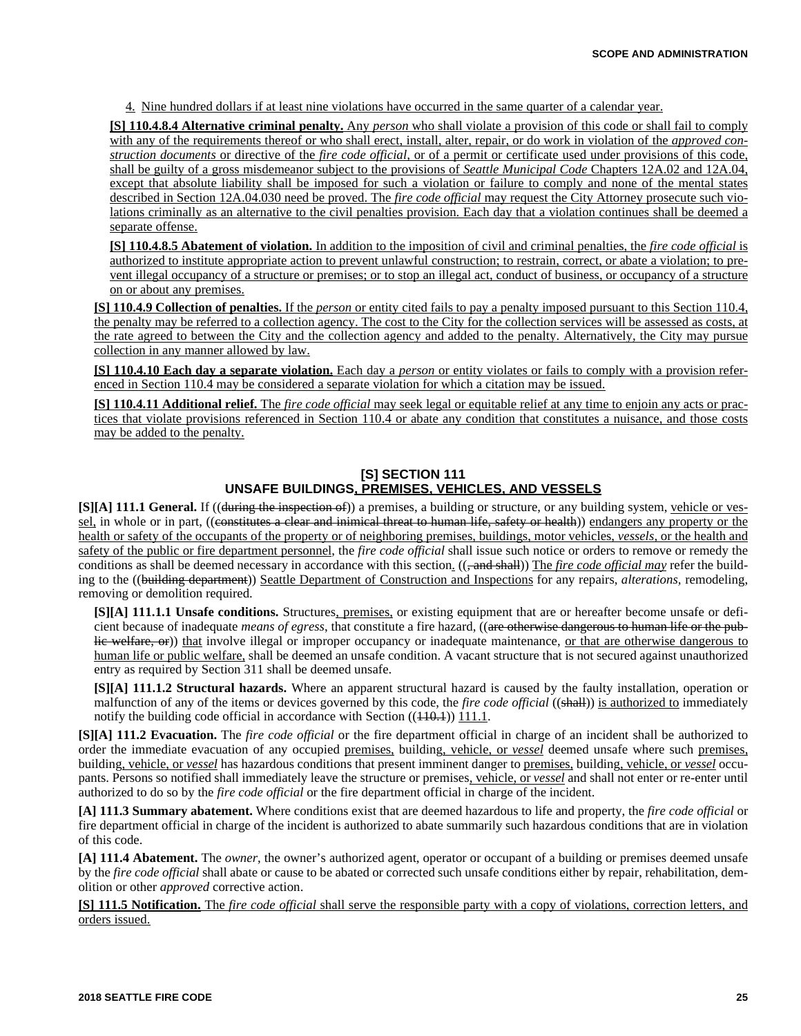4. Nine hundred dollars if at least nine violations have occurred in the same quarter of a calendar year.

**[S] 110.4.8.4 Alternative criminal penalty.** Any *person* who shall violate a provision of this code or shall fail to comply with any of the requirements thereof or who shall erect, install, alter, repair, or do work in violation of the *approved construction documents* or directive of the *fire code official*, or of a permit or certificate used under provisions of this code, shall be guilty of a gross misdemeanor subject to the provisions of *Seattle Municipal Code* Chapters 12A.02 and 12A.04, except that absolute liability shall be imposed for such a violation or failure to comply and none of the mental states described in Section 12A.04.030 need be proved. The *fire code official* may request the City Attorney prosecute such violations criminally as an alternative to the civil penalties provision. Each day that a violation continues shall be deemed a separate offense.

**[S] 110.4.8.5 Abatement of violation.** In addition to the imposition of civil and criminal penalties, the *fire code official* is authorized to institute appropriate action to prevent unlawful construction; to restrain, correct, or abate a violation; to prevent illegal occupancy of a structure or premises; or to stop an illegal act, conduct of business, or occupancy of a structure on or about any premises.

**[S] 110.4.9 Collection of penalties.** If the *person* or entity cited fails to pay a penalty imposed pursuant to this Section 110.4, the penalty may be referred to a collection agency. The cost to the City for the collection services will be assessed as costs, at the rate agreed to between the City and the collection agency and added to the penalty. Alternatively, the City may pursue collection in any manner allowed by law.

**[S] 110.4.10 Each day a separate violation.** Each day a *person* or entity violates or fails to comply with a provision referenced in Section 110.4 may be considered a separate violation for which a citation may be issued.

**[S] 110.4.11 Additional relief.** The *fire code official* may seek legal or equitable relief at any time to enjoin any acts or practices that violate provisions referenced in Section 110.4 or abate any condition that constitutes a nuisance, and those costs may be added to the penalty.

## [S] SECTION 111 UNSAFE BUILDINGS, PREMISES, VEHICLES, AND VESSELS

**[S][A] 111.1 General.** If ((~~during the inspection of~~)) a premises, a building or structure, or any building system, vehicle or vessel, in whole or in part, ((~~constitutes a clear and inimical threat to human life, safety or health~~)) endangers any property or the health or safety of the occupants of the property or of neighboring premises, buildings, motor vehicles, *vessels*, or the health and safety of the public or fire department personnel, the *fire code official* shall issue such notice or orders to remove or remedy the conditions as shall be deemed necessary in accordance with this section. ((~~, and shall~~)) The *fire code official may* refer the building to the ((~~building department~~)) Seattle Department of Construction and Inspections for any repairs, *alterations*, remodeling, removing or demolition required.

**[S][A] 111.1.1 Unsafe conditions.** Structures, premises, or existing equipment that are or hereafter become unsafe or deficient because of inadequate *means of egress*, that constitute a fire hazard, ((~~are otherwise dangerous to human life or the public welfare, or~~)) that involve illegal or improper occupancy or inadequate maintenance, or that are otherwise dangerous to human life or public welfare, shall be deemed an unsafe condition. A vacant structure that is not secured against unauthorized entry as required by Section 311 shall be deemed unsafe.

**[S][A] 111.1.2 Structural hazards.** Where an apparent structural hazard is caused by the faulty installation, operation or malfunction of any of the items or devices governed by this code, the *fire code official* ((~~shall~~)) is authorized to immediately notify the building code official in accordance with Section ((~~110.1~~)) 111.1.

**[S][A] 111.2 Evacuation.** The *fire code official* or the fire department official in charge of an incident shall be authorized to order the immediate evacuation of any occupied premises, building, vehicle, or *vessel* deemed unsafe where such premises, building, vehicle, or *vessel* has hazardous conditions that present imminent danger to premises, building, vehicle, or *vessel* occupants. Persons so notified shall immediately leave the structure or premises, vehicle, or *vessel* and shall not enter or re-enter until authorized to do so by the *fire code official* or the fire department official in charge of the incident.

**[A] 111.3 Summary abatement.** Where conditions exist that are deemed hazardous to life and property, the *fire code official* or fire department official in charge of the incident is authorized to abate summarily such hazardous conditions that are in violation of this code.

**[A] 111.4 Abatement.** The *owner*, the owner's authorized agent, operator or occupant of a building or premises deemed unsafe by the *fire code official* shall abate or cause to be abated or corrected such unsafe conditions either by repair, rehabilitation, demolition or other *approved* corrective action.

**[S] 111.5 Notification.** The *fire code official* shall serve the responsible party with a copy of violations, correction letters, and orders issued.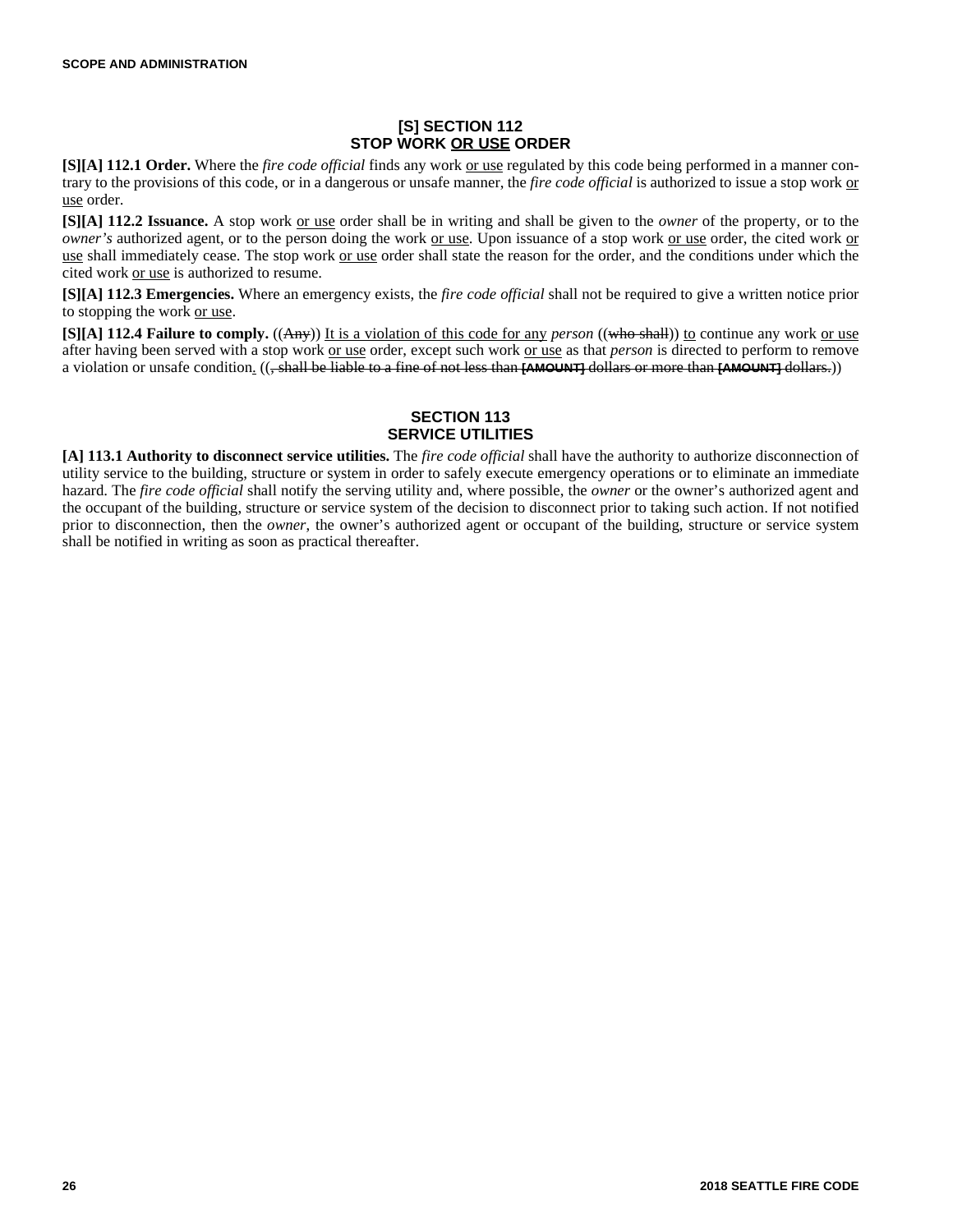## [S] SECTION 112
## STOP WORK OR USE ORDER

**[S][A] 112.1 Order.** Where the *fire code official* finds any work or use regulated by this code being performed in a manner contrary to the provisions of this code, or in a dangerous or unsafe manner, the *fire code official* is authorized to issue a stop work or use order.

**[S][A] 112.2 Issuance.** A stop work or use order shall be in writing and shall be given to the *owner* of the property, or to the *owner's* authorized agent, or to the person doing the work or use. Upon issuance of a stop work or use order, the cited work or use shall immediately cease. The stop work or use order shall state the reason for the order, and the conditions under which the cited work or use is authorized to resume.

**[S][A] 112.3 Emergencies.** Where an emergency exists, the *fire code official* shall not be required to give a written notice prior to stopping the work or use.

**[S][A] 112.4 Failure to comply.** ((~~Any~~)) It is a violation of this code for any *person* ((~~who shall~~)) to continue any work or use after having been served with a stop work or use order, except such work or use as that *person* is directed to perform to remove a violation or unsafe condition. ((~~, shall be liable to a fine of not less than **[AMOUNT]** dollars or more than **[AMOUNT]** dollars.~~))

## SECTION 113
## SERVICE UTILITIES

**[A] 113.1 Authority to disconnect service utilities.** The *fire code official* shall have the authority to authorize disconnection of utility service to the building, structure or system in order to safely execute emergency operations or to eliminate an immediate hazard. The *fire code official* shall notify the serving utility and, where possible, the *owner* or the owner's authorized agent and the occupant of the building, structure or service system of the decision to disconnect prior to taking such action. If not notified prior to disconnection, then the *owner*, the owner's authorized agent or occupant of the building, structure or service system shall be notified in writing as soon as practical thereafter.